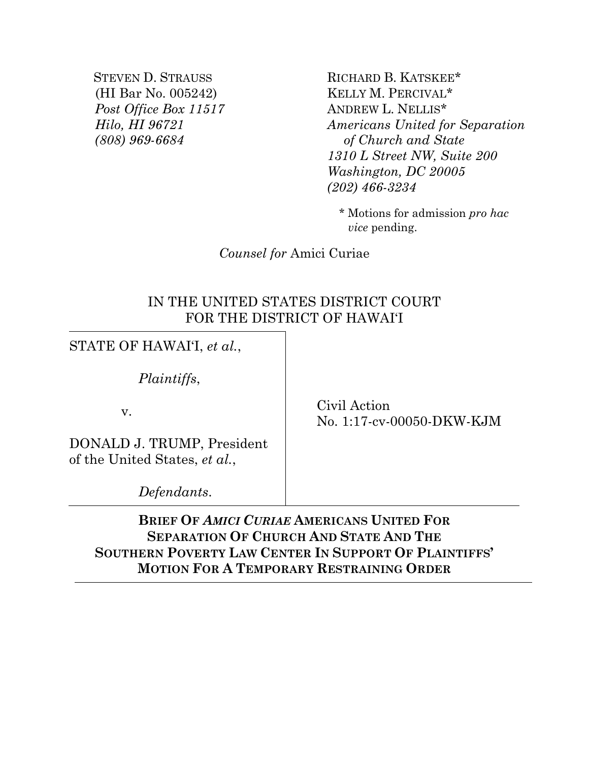STEVEN D. STRAUSS
(HI Bar No. 005242)
*Post Office Box 11517*
*Hilo, HI 96721*
*(808) 969-6684*

RICHARD B. KATSKEE*
KELLY M. PERCIVAL*
ANDREW L. NELLIS*
*Americans United for Separation of Church and State*
*1310 L Street NW, Suite 200*
*Washington, DC 20005*
*(202) 466-3234*

\* Motions for admission *pro hac vice* pending.

*Counsel for* Amici Curiae

IN THE UNITED STATES DISTRICT COURT
FOR THE DISTRICT OF HAWAIʻI

STATE OF HAWAIʻI, *et al.*,

*Plaintiffs*,

v.

DONALD J. TRUMP, President of the United States, *et al.*,

*Defendants*.

Civil Action
No. 1:17-cv-00050-DKW-KJM

**BRIEF OF *AMICI CURIAE* AMERICANS UNITED FOR SEPARATION OF CHURCH AND STATE AND THE SOUTHERN POVERTY LAW CENTER IN SUPPORT OF PLAINTIFFS' MOTION FOR A TEMPORARY RESTRAINING ORDER**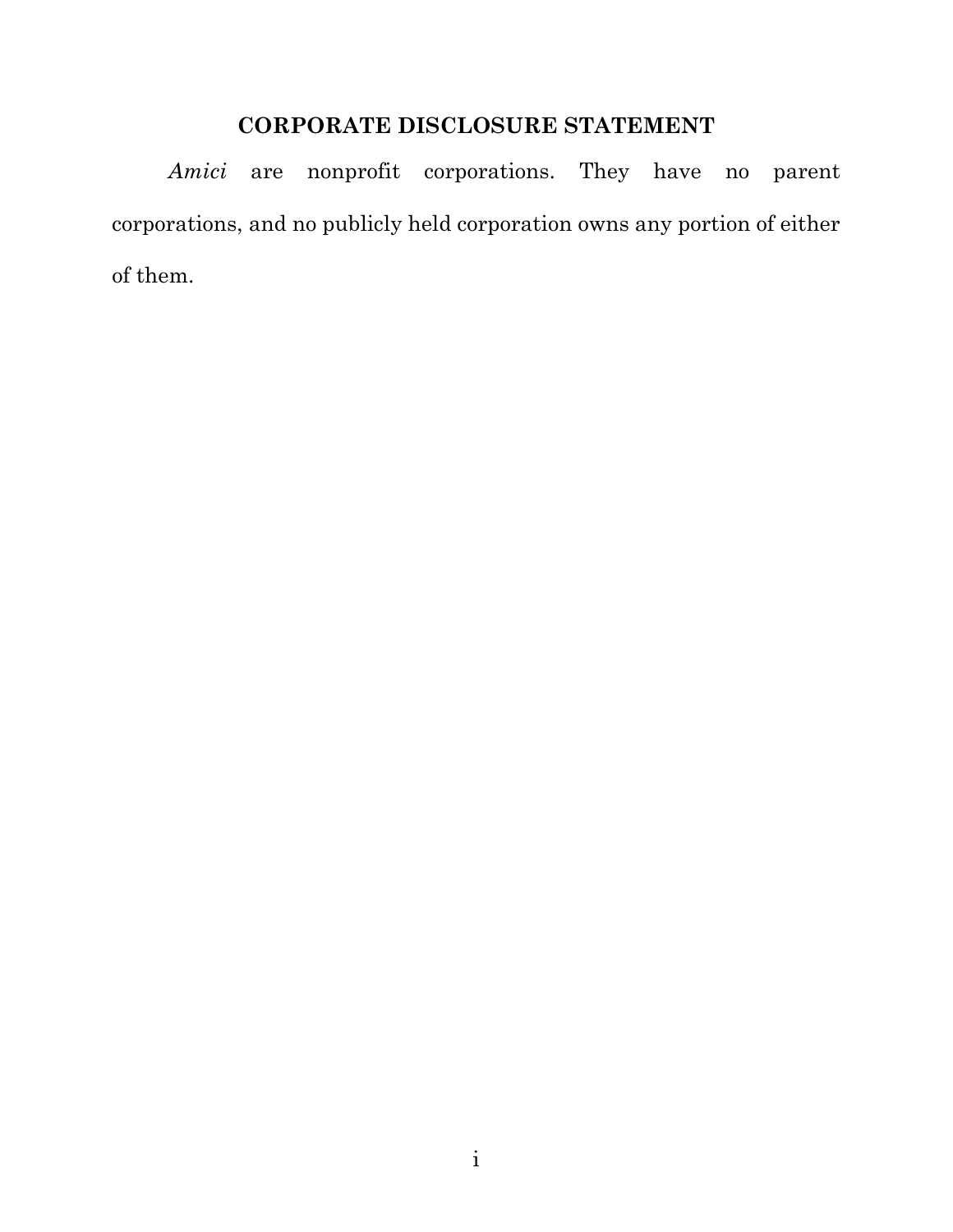## CORPORATE DISCLOSURE STATEMENT

*Amici* are nonprofit corporations. They have no parent corporations, and no publicly held corporation owns any portion of either of them.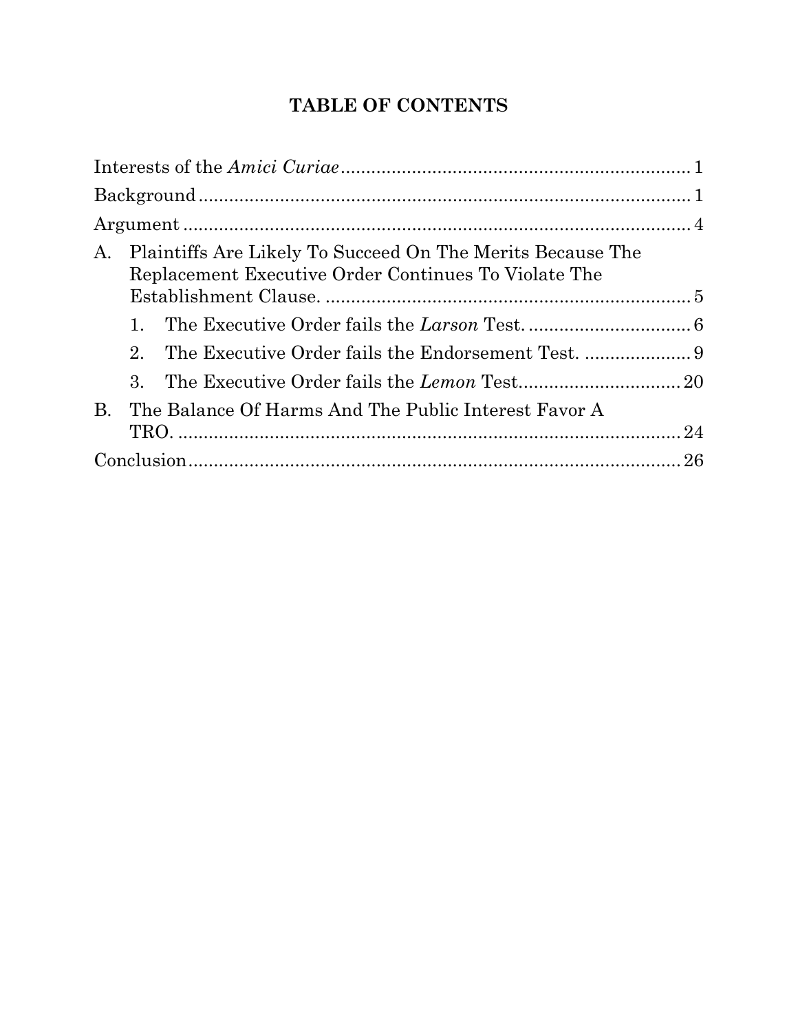# TABLE OF CONTENTS

Interests of the *Amici Curiae* ..................................................................... 1

Background ................................................................................................ 1

Argument .................................................................................................... 4

A. Plaintiffs Are Likely To Succeed On The Merits Because The Replacement Executive Order Continues To Violate The Establishment Clause. ........................................................................ 5

   1. The Executive Order fails the *Larson* Test. ................................ 6

   2. The Executive Order fails the Endorsement Test. ..................... 9

   3. The Executive Order fails the *Lemon* Test................................ 20

B. The Balance Of Harms And The Public Interest Favor A TRO. ..................................................................................................... 24

Conclusion ................................................................................................. 26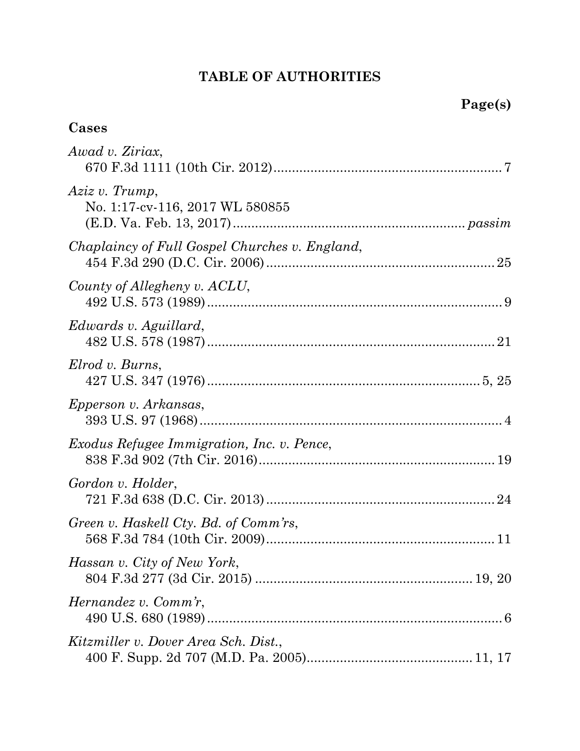## TABLE OF AUTHORITIES

**Page(s)**

### Cases

*Awad v. Ziriax*,
670 F.3d 1111 (10th Cir. 2012) .......... 7

*Aziz v. Trump*,
No. 1:17-cv-116, 2017 WL 580855
(E.D. Va. Feb. 13, 2017) .......... *passim*

*Chaplaincy of Full Gospel Churches v. England*,
454 F.3d 290 (D.C. Cir. 2006) .......... 25

*County of Allegheny v. ACLU*,
492 U.S. 573 (1989) .......... 9

*Edwards v. Aguillard*,
482 U.S. 578 (1987) .......... 21

*Elrod v. Burns*,
427 U.S. 347 (1976) .......... 5, 25

*Epperson v. Arkansas*,
393 U.S. 97 (1968) .......... 4

*Exodus Refugee Immigration, Inc. v. Pence*,
838 F.3d 902 (7th Cir. 2016) .......... 19

*Gordon v. Holder*,
721 F.3d 638 (D.C. Cir. 2013) .......... 24

*Green v. Haskell Cty. Bd. of Comm'rs*,
568 F.3d 784 (10th Cir. 2009) .......... 11

*Hassan v. City of New York*,
804 F.3d 277 (3d Cir. 2015) .......... 19, 20

*Hernandez v. Comm'r*,
490 U.S. 680 (1989) .......... 6

*Kitzmiller v. Dover Area Sch. Dist.*,
400 F. Supp. 2d 707 (M.D. Pa. 2005) .......... 11, 17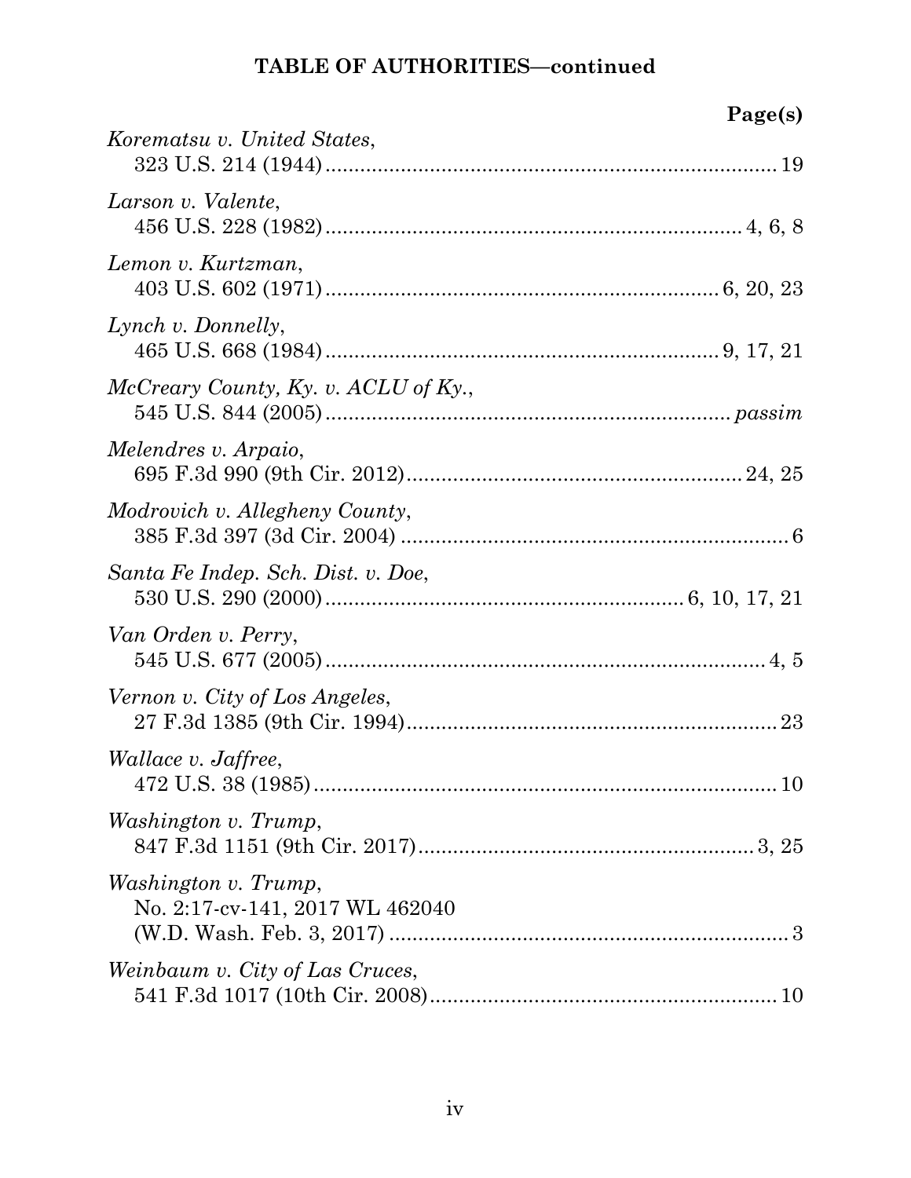## TABLE OF AUTHORITIES—continued

**Page(s)**

*Korematsu v. United States*,
323 U.S. 214 (1944) ............................................................................ 19

*Larson v. Valente*,
456 U.S. 228 (1982) ...................................................................... 4, 6, 8

*Lemon v. Kurtzman*,
403 U.S. 602 (1971) .................................................................. 6, 20, 23

*Lynch v. Donnelly*,
465 U.S. 668 (1984) .................................................................. 9, 17, 21

*McCreary County, Ky. v. ACLU of Ky.*,
545 U.S. 844 (2005) ..................................................................... *passim*

*Melendres v. Arpaio*,
695 F.3d 990 (9th Cir. 2012) ........................................................ 24, 25

*Modrovich v. Allegheny County*,
385 F.3d 397 (3d Cir. 2004) .................................................................. 6

*Santa Fe Indep. Sch. Dist. v. Doe*,
530 U.S. 290 (2000) ............................................................ 6, 10, 17, 21

*Van Orden v. Perry*,
545 U.S. 677 (2005) ............................................................................ 4, 5

*Vernon v. City of Los Angeles*,
27 F.3d 1385 (9th Cir. 1994) ............................................................... 23

*Wallace v. Jaffree*,
472 U.S. 38 (1985) ................................................................................ 10

*Washington v. Trump*,
847 F.3d 1151 (9th Cir. 2017) ........................................................ 3, 25

*Washington v. Trump*,
No. 2:17-cv-141, 2017 WL 462040
(W.D. Wash. Feb. 3, 2017) .................................................................... 3

*Weinbaum v. City of Las Cruces*,
541 F.3d 1017 (10th Cir. 2008) ........................................................... 10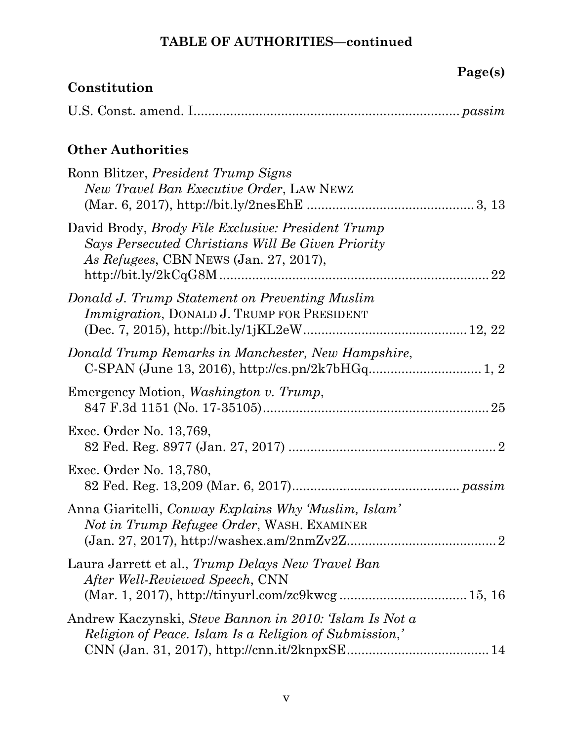**TABLE OF AUTHORITIES—continued**

Page(s)

**Constitution**

U.S. Const. amend. I........................................................................ *passim*

**Other Authorities**

Ronn Blitzer, *President Trump Signs New Travel Ban Executive Order*, LAW NEWZ (Mar. 6, 2017), http://bit.ly/2nesEhE ............................................. 3, 13

David Brody, *Brody File Exclusive: President Trump Says Persecuted Christians Will Be Given Priority As Refugees*, CBN NEWS (Jan. 27, 2017), http://bit.ly/2kCqG8M........................................................................ 22

*Donald J. Trump Statement on Preventing Muslim Immigration*, DONALD J. TRUMP FOR PRESIDENT (Dec. 7, 2015), http://bit.ly/1jKL2eW............................................ 12, 22

*Donald Trump Remarks in Manchester, New Hampshire*, C-SPAN (June 13, 2016), http://cs.pn/2k7bHGq............................... 1, 2

Emergency Motion, *Washington v. Trump*, 847 F.3d 1151 (No. 17-35105)............................................................ 25

Exec. Order No. 13,769, 82 Fed. Reg. 8977 (Jan. 27, 2017) ........................................................ 2

Exec. Order No. 13,780, 82 Fed. Reg. 13,209 (Mar. 6, 2017)............................................ *passim*

Anna Giaritelli, *Conway Explains Why 'Muslim, Islam' Not in Trump Refugee Order*, WASH. EXAMINER (Jan. 27, 2017), http://washex.am/2nmZv2Z........................................ 2

Laura Jarrett et al., *Trump Delays New Travel Ban After Well-Reviewed Speech*, CNN (Mar. 1, 2017), http://tinyurl.com/zc9kwcg .................................. 15, 16

Andrew Kaczynski, *Steve Bannon in 2010: 'Islam Is Not a Religion of Peace. Islam Is a Religion of Submission,'* CNN (Jan. 31, 2017), http://cnn.it/2knpxSE...................................... 14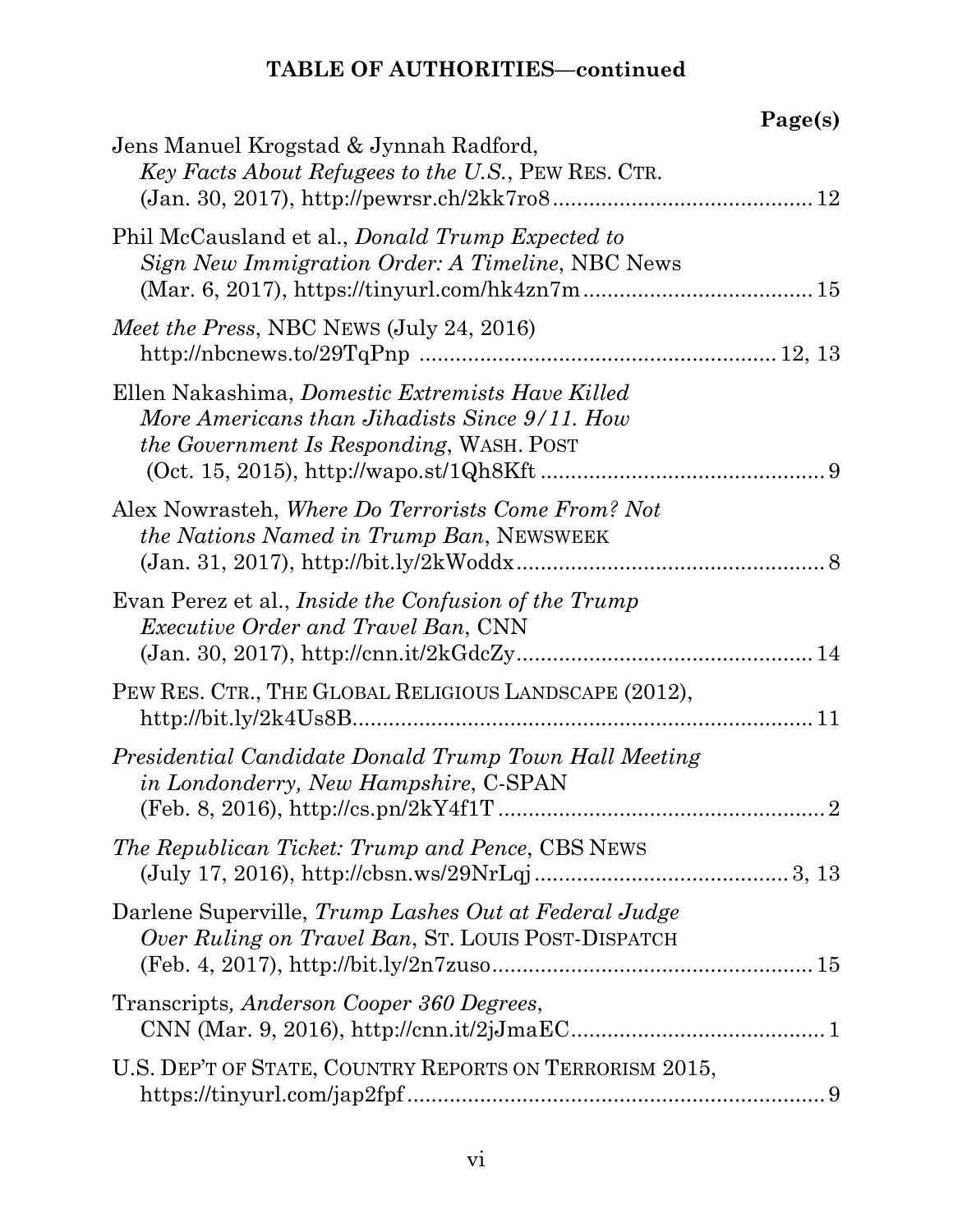**TABLE OF AUTHORITIES—continued**

| | Page(s) |
|---|---|
| Jens Manuel Krogstad & Jynnah Radford, *Key Facts About Refugees to the U.S.*, PEW RES. CTR. (Jan. 30, 2017), http://pewrsr.ch/2kk7ro8 | 12 |
| Phil McCausland et al., *Donald Trump Expected to Sign New Immigration Order: A Timeline*, NBC News (Mar. 6, 2017), https://tinyurl.com/hk4zn7m | 15 |
| *Meet the Press*, NBC NEWS (July 24, 2016) http://nbcnews.to/29TqPnp | 12, 13 |
| Ellen Nakashima, *Domestic Extremists Have Killed More Americans than Jihadists Since 9/11. How the Government Is Responding*, WASH. POST (Oct. 15, 2015), http://wapo.st/1Qh8Kft | 9 |
| Alex Nowrasteh, *Where Do Terrorists Come From? Not the Nations Named in Trump Ban*, NEWSWEEK (Jan. 31, 2017), http://bit.ly/2kWoddx | 8 |
| Evan Perez et al., *Inside the Confusion of the Trump Executive Order and Travel Ban*, CNN (Jan. 30, 2017), http://cnn.it/2kGdcZy | 14 |
| PEW RES. CTR., THE GLOBAL RELIGIOUS LANDSCAPE (2012), http://bit.ly/2k4Us8B | 11 |
| *Presidential Candidate Donald Trump Town Hall Meeting in Londonderry, New Hampshire*, C-SPAN (Feb. 8, 2016), http://cs.pn/2kY4f1T | 2 |
| *The Republican Ticket: Trump and Pence*, CBS NEWS (July 17, 2016), http://cbsn.ws/29NrLqj | 3, 13 |
| Darlene Superville, *Trump Lashes Out at Federal Judge Over Ruling on Travel Ban*, ST. LOUIS POST-DISPATCH (Feb. 4, 2017), http://bit.ly/2n7zuso | 15 |
| Transcripts, *Anderson Cooper 360 Degrees*, CNN (Mar. 9, 2016), http://cnn.it/2jJmaEC | 1 |
| U.S. DEP'T OF STATE, COUNTRY REPORTS ON TERRORISM 2015, https://tinyurl.com/jap2fpf | 9 |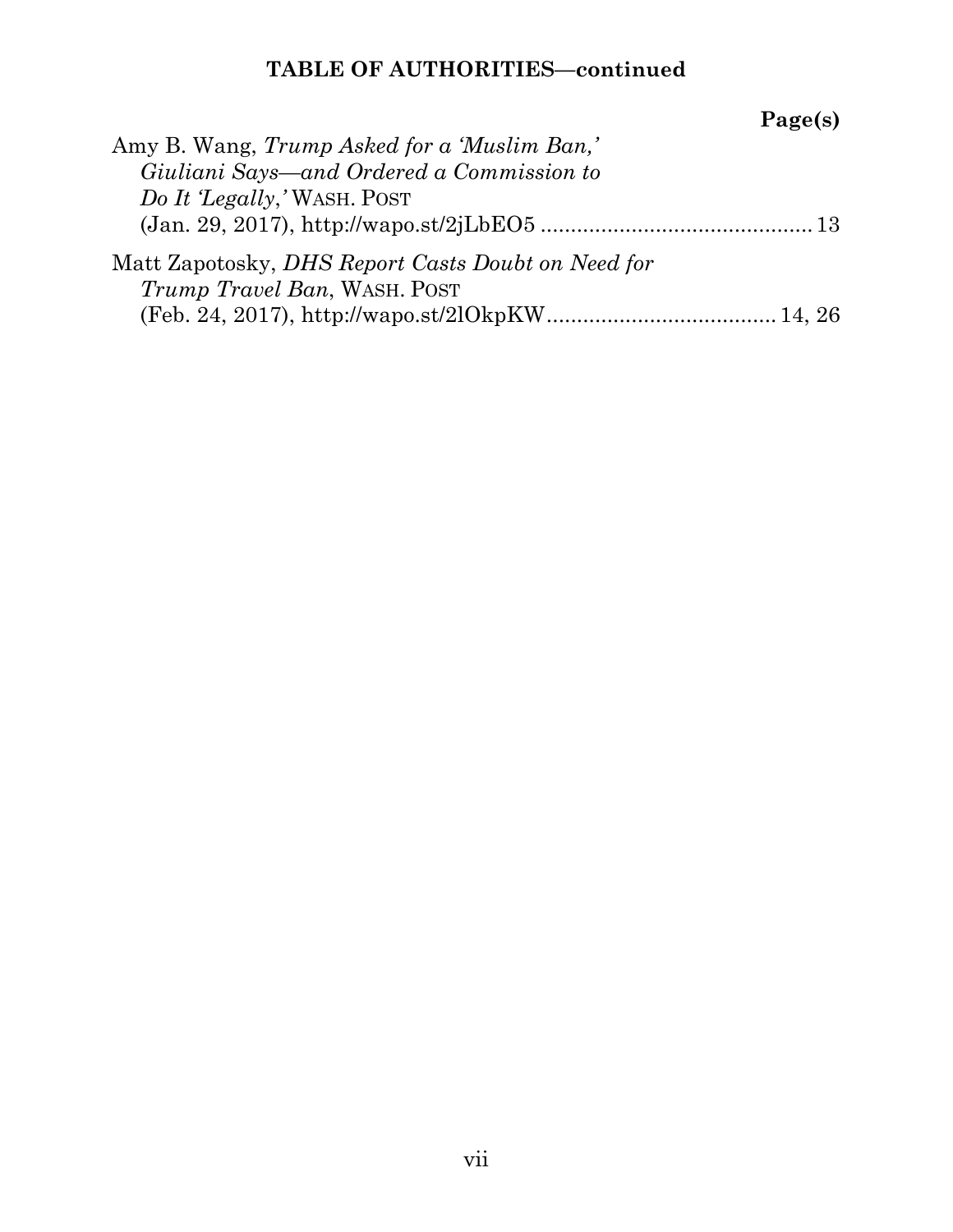**TABLE OF AUTHORITIES—continued**

**Page(s)**

Amy B. Wang, *Trump Asked for a 'Muslim Ban,' Giuliani Says—and Ordered a Commission to Do It 'Legally,'* WASH. POST (Jan. 29, 2017), http://wapo.st/2jLbEO5 ............................................ 13

Matt Zapotosky, *DHS Report Casts Doubt on Need for Trump Travel Ban*, WASH. POST (Feb. 24, 2017), http://wapo.st/2lOkpKW...................................... 14, 26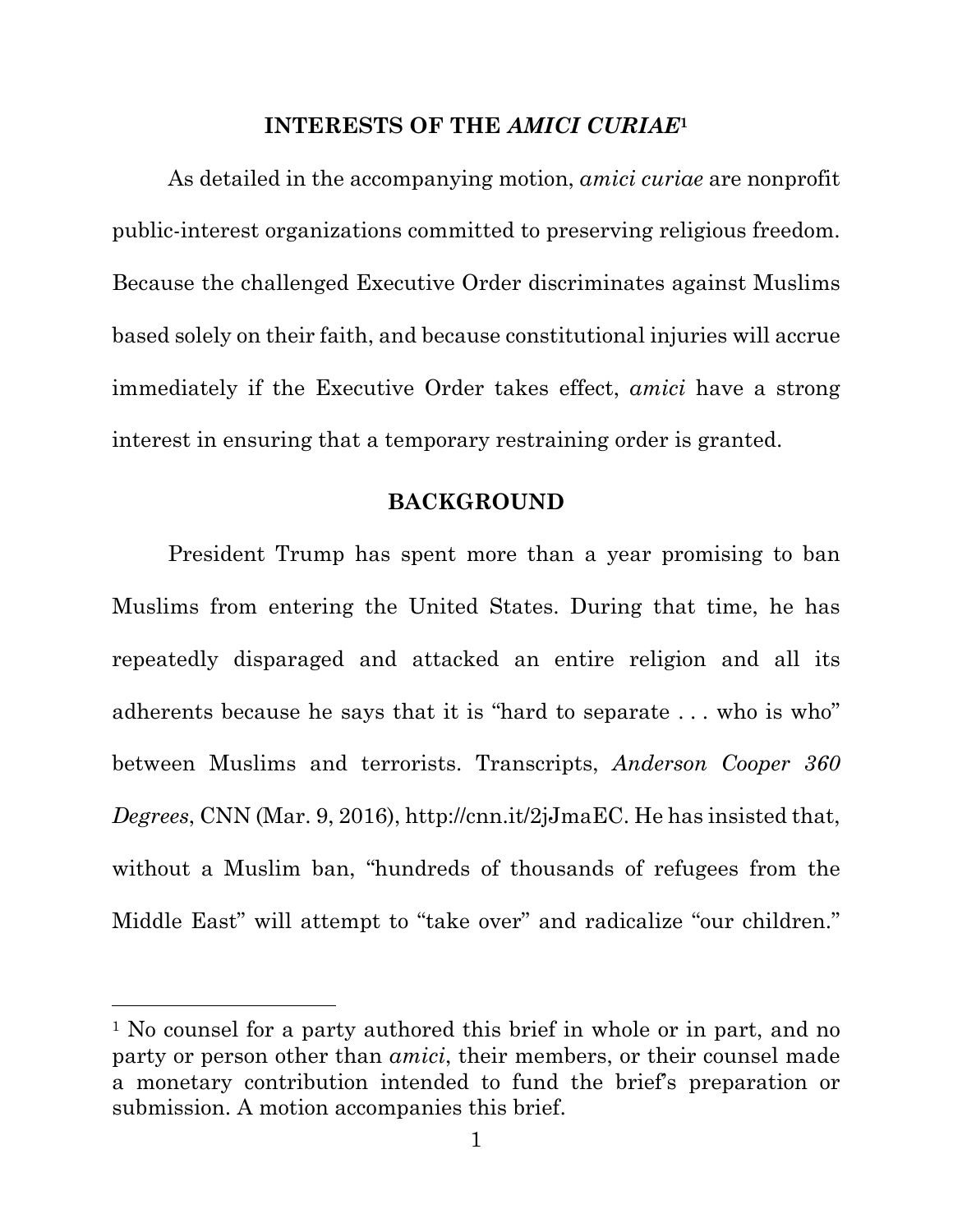## INTERESTS OF THE *AMICI CURIAE*[1]

As detailed in the accompanying motion, *amici curiae* are nonprofit public-interest organizations committed to preserving religious freedom. Because the challenged Executive Order discriminates against Muslims based solely on their faith, and because constitutional injuries will accrue immediately if the Executive Order takes effect, *amici* have a strong interest in ensuring that a temporary restraining order is granted.

## BACKGROUND

President Trump has spent more than a year promising to ban Muslims from entering the United States. During that time, he has repeatedly disparaged and attacked an entire religion and all its adherents because he says that it is "hard to separate . . . who is who" between Muslims and terrorists. Transcripts, *Anderson Cooper 360 Degrees*, CNN (Mar. 9, 2016), http://cnn.it/2jJmaEC. He has insisted that, without a Muslim ban, "hundreds of thousands of refugees from the Middle East" will attempt to "take over" and radicalize "our children."

---

[1] No counsel for a party authored this brief in whole or in part, and no party or person other than *amici*, their members, or their counsel made a monetary contribution intended to fund the brief's preparation or submission. A motion accompanies this brief.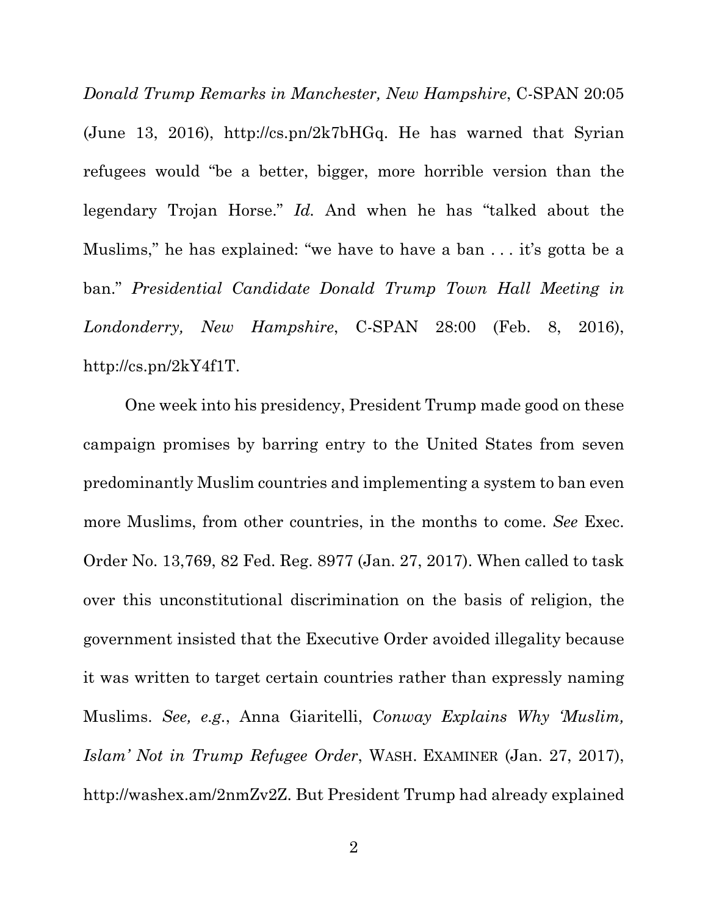*Donald Trump Remarks in Manchester, New Hampshire*, C-SPAN 20:05 (June 13, 2016), http://cs.pn/2k7bHGq. He has warned that Syrian refugees would "be a better, bigger, more horrible version than the legendary Trojan Horse." *Id.* And when he has "talked about the Muslims," he has explained: "we have to have a ban . . . it's gotta be a ban." *Presidential Candidate Donald Trump Town Hall Meeting in Londonderry, New Hampshire*, C-SPAN 28:00 (Feb. 8, 2016), http://cs.pn/2kY4f1T.

One week into his presidency, President Trump made good on these campaign promises by barring entry to the United States from seven predominantly Muslim countries and implementing a system to ban even more Muslims, from other countries, in the months to come. *See* Exec. Order No. 13,769, 82 Fed. Reg. 8977 (Jan. 27, 2017). When called to task over this unconstitutional discrimination on the basis of religion, the government insisted that the Executive Order avoided illegality because it was written to target certain countries rather than expressly naming Muslims. *See, e.g.*, Anna Giaritelli, *Conway Explains Why 'Muslim, Islam' Not in Trump Refugee Order*, WASH. EXAMINER (Jan. 27, 2017), http://washex.am/2nmZv2Z. But President Trump had already explained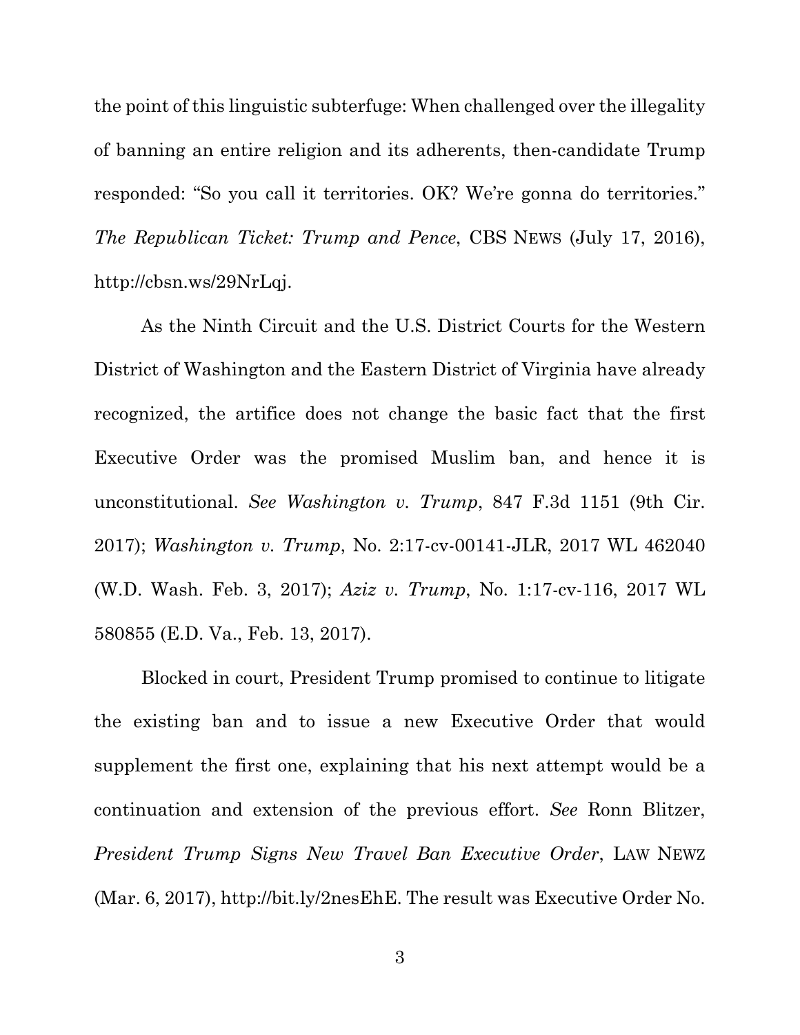the point of this linguistic subterfuge: When challenged over the illegality of banning an entire religion and its adherents, then-candidate Trump responded: "So you call it territories. OK? We're gonna do territories." *The Republican Ticket: Trump and Pence*, CBS NEWS (July 17, 2016), http://cbsn.ws/29NrLqj.

As the Ninth Circuit and the U.S. District Courts for the Western District of Washington and the Eastern District of Virginia have already recognized, the artifice does not change the basic fact that the first Executive Order was the promised Muslim ban, and hence it is unconstitutional. *See Washington v. Trump*, 847 F.3d 1151 (9th Cir. 2017); *Washington v. Trump*, No. 2:17-cv-00141-JLR, 2017 WL 462040 (W.D. Wash. Feb. 3, 2017); *Aziz v. Trump*, No. 1:17-cv-116, 2017 WL 580855 (E.D. Va., Feb. 13, 2017).

Blocked in court, President Trump promised to continue to litigate the existing ban and to issue a new Executive Order that would supplement the first one, explaining that his next attempt would be a continuation and extension of the previous effort. *See* Ronn Blitzer, *President Trump Signs New Travel Ban Executive Order*, LAW NEWZ (Mar. 6, 2017), http://bit.ly/2nesEhE. The result was Executive Order No.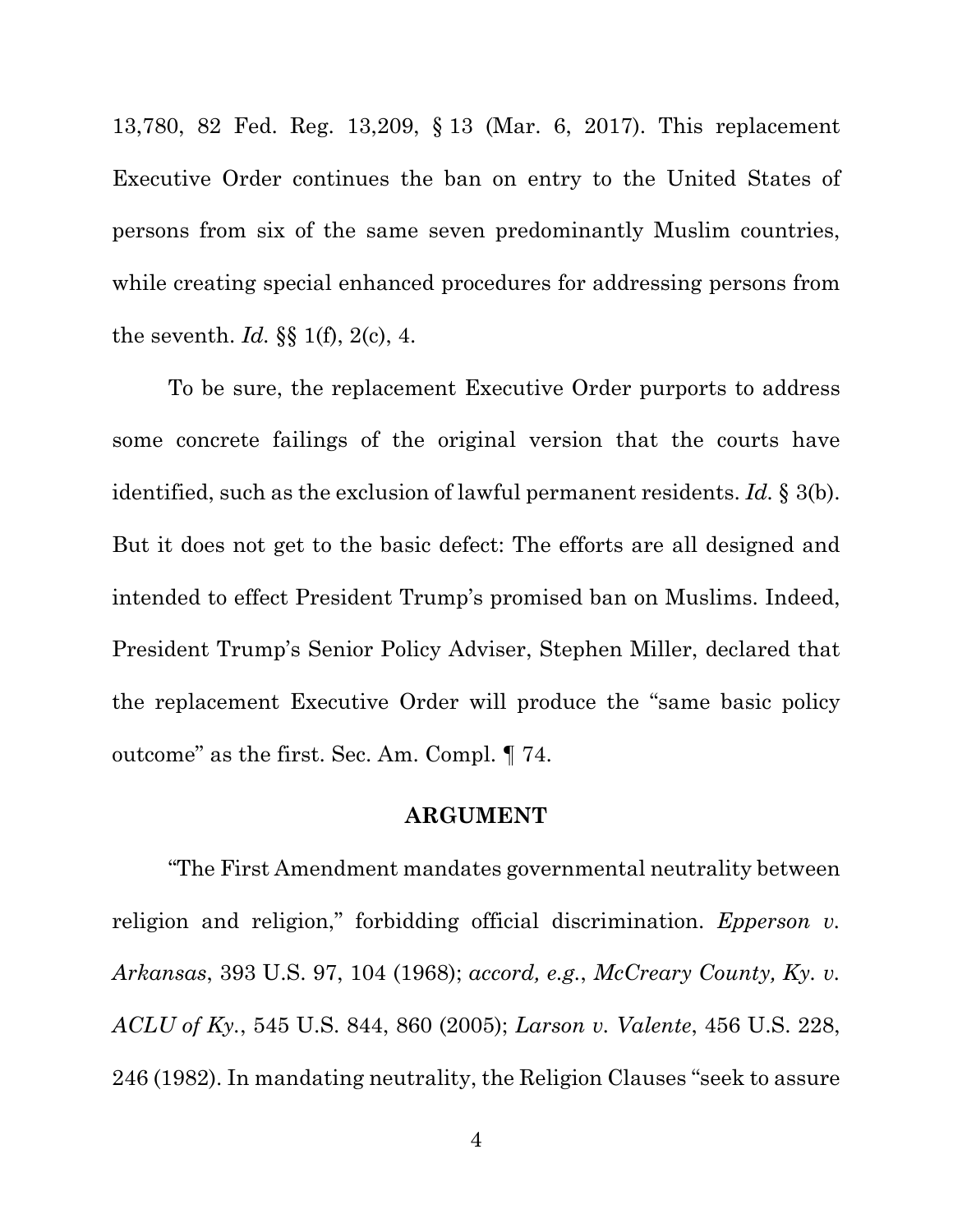13,780, 82 Fed. Reg. 13,209, § 13 (Mar. 6, 2017). This replacement Executive Order continues the ban on entry to the United States of persons from six of the same seven predominantly Muslim countries, while creating special enhanced procedures for addressing persons from the seventh. *Id.* §§ 1(f), 2(c), 4.

To be sure, the replacement Executive Order purports to address some concrete failings of the original version that the courts have identified, such as the exclusion of lawful permanent residents. *Id.* § 3(b). But it does not get to the basic defect: The efforts are all designed and intended to effect President Trump's promised ban on Muslims. Indeed, President Trump's Senior Policy Adviser, Stephen Miller, declared that the replacement Executive Order will produce the "same basic policy outcome" as the first. Sec. Am. Compl. ¶ 74.

## ARGUMENT

"The First Amendment mandates governmental neutrality between religion and religion," forbidding official discrimination. *Epperson v. Arkansas*, 393 U.S. 97, 104 (1968); *accord, e.g.*, *McCreary County, Ky. v. ACLU of Ky.*, 545 U.S. 844, 860 (2005); *Larson v. Valente*, 456 U.S. 228, 246 (1982). In mandating neutrality, the Religion Clauses "seek to assure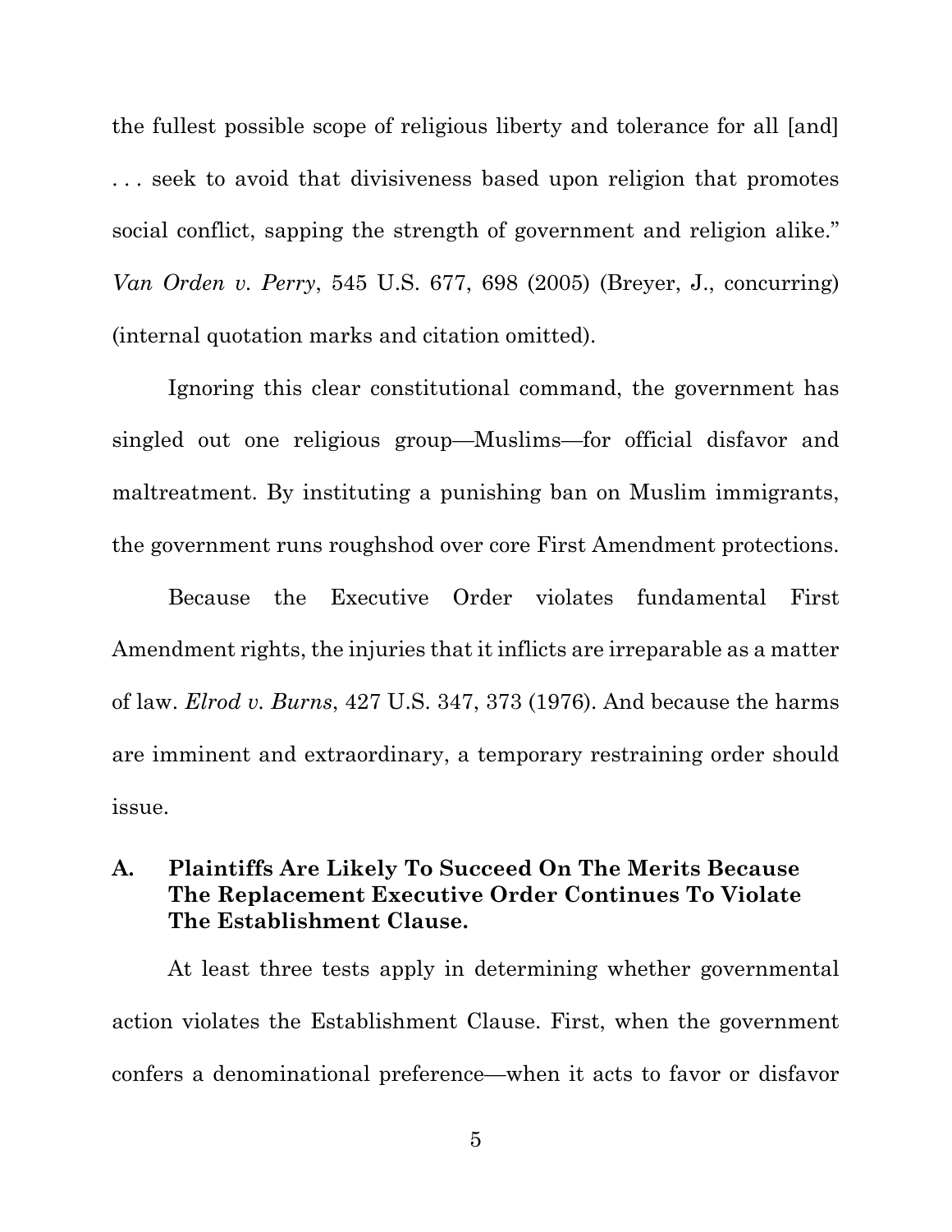the fullest possible scope of religious liberty and tolerance for all [and] . . . seek to avoid that divisiveness based upon religion that promotes social conflict, sapping the strength of government and religion alike." *Van Orden v. Perry*, 545 U.S. 677, 698 (2005) (Breyer, J., concurring) (internal quotation marks and citation omitted).

Ignoring this clear constitutional command, the government has singled out one religious group—Muslims—for official disfavor and maltreatment. By instituting a punishing ban on Muslim immigrants, the government runs roughshod over core First Amendment protections.

Because the Executive Order violates fundamental First Amendment rights, the injuries that it inflicts are irreparable as a matter of law. *Elrod v. Burns*, 427 U.S. 347, 373 (1976). And because the harms are imminent and extraordinary, a temporary restraining order should issue.

### A. Plaintiffs Are Likely To Succeed On The Merits Because The Replacement Executive Order Continues To Violate The Establishment Clause.

At least three tests apply in determining whether governmental action violates the Establishment Clause. First, when the government confers a denominational preference—when it acts to favor or disfavor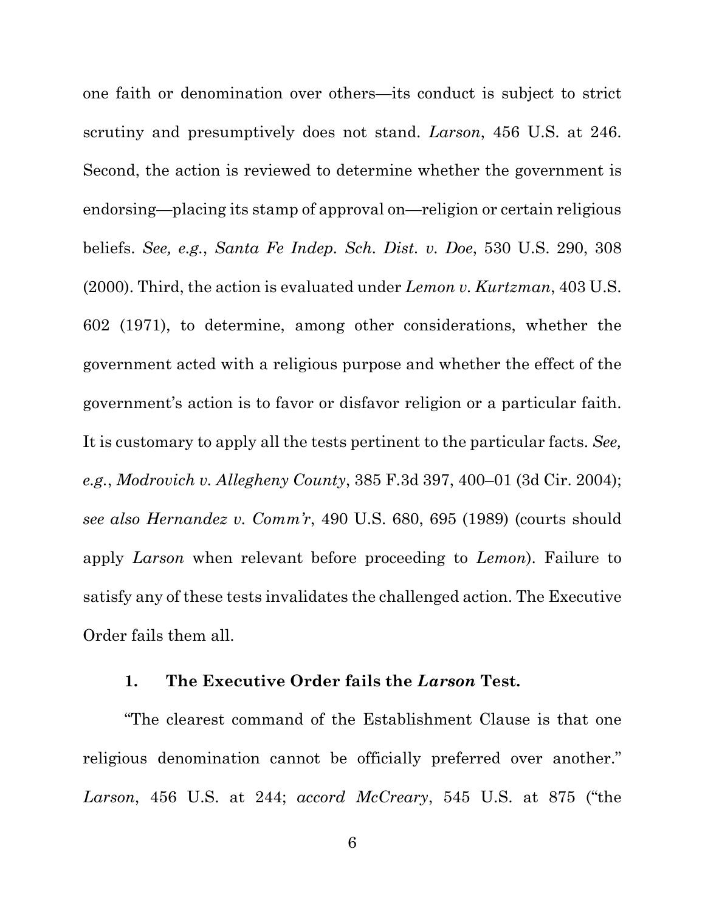one faith or denomination over others—its conduct is subject to strict scrutiny and presumptively does not stand. *Larson*, 456 U.S. at 246. Second, the action is reviewed to determine whether the government is endorsing—placing its stamp of approval on—religion or certain religious beliefs. *See, e.g.*, *Santa Fe Indep. Sch. Dist. v. Doe*, 530 U.S. 290, 308 (2000). Third, the action is evaluated under *Lemon v. Kurtzman*, 403 U.S. 602 (1971), to determine, among other considerations, whether the government acted with a religious purpose and whether the effect of the government's action is to favor or disfavor religion or a particular faith. It is customary to apply all the tests pertinent to the particular facts. *See, e.g.*, *Modrovich v. Allegheny County*, 385 F.3d 397, 400–01 (3d Cir. 2004); *see also Hernandez v. Comm'r*, 490 U.S. 680, 695 (1989) (courts should apply *Larson* when relevant before proceeding to *Lemon*). Failure to satisfy any of these tests invalidates the challenged action. The Executive Order fails them all.

#### 1. The Executive Order fails the *Larson* Test.

"The clearest command of the Establishment Clause is that one religious denomination cannot be officially preferred over another." *Larson*, 456 U.S. at 244; *accord McCreary*, 545 U.S. at 875 ("the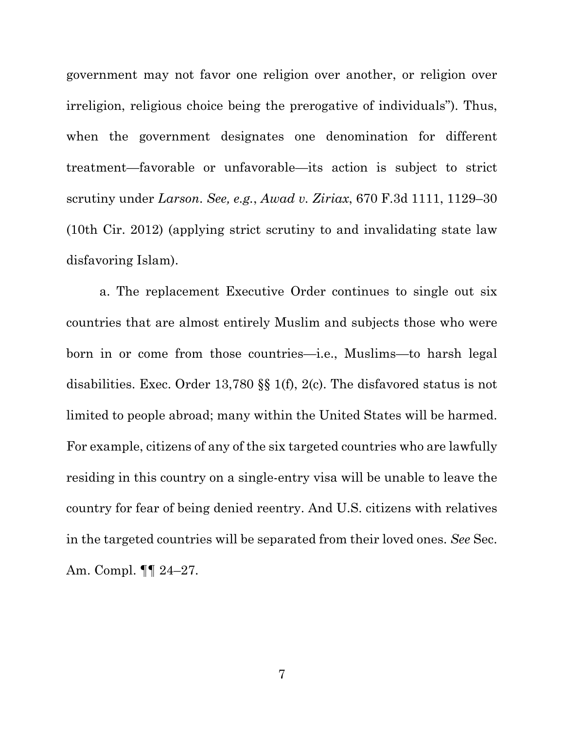government may not favor one religion over another, or religion over irreligion, religious choice being the prerogative of individuals"). Thus, when the government designates one denomination for different treatment—favorable or unfavorable—its action is subject to strict scrutiny under *Larson*. *See, e.g.*, *Awad v. Ziriax*, 670 F.3d 1111, 1129–30 (10th Cir. 2012) (applying strict scrutiny to and invalidating state law disfavoring Islam).

a. The replacement Executive Order continues to single out six countries that are almost entirely Muslim and subjects those who were born in or come from those countries—i.e., Muslims—to harsh legal disabilities. Exec. Order 13,780 §§ 1(f), 2(c). The disfavored status is not limited to people abroad; many within the United States will be harmed. For example, citizens of any of the six targeted countries who are lawfully residing in this country on a single-entry visa will be unable to leave the country for fear of being denied reentry. And U.S. citizens with relatives in the targeted countries will be separated from their loved ones. *See* Sec. Am. Compl. ¶¶ 24–27.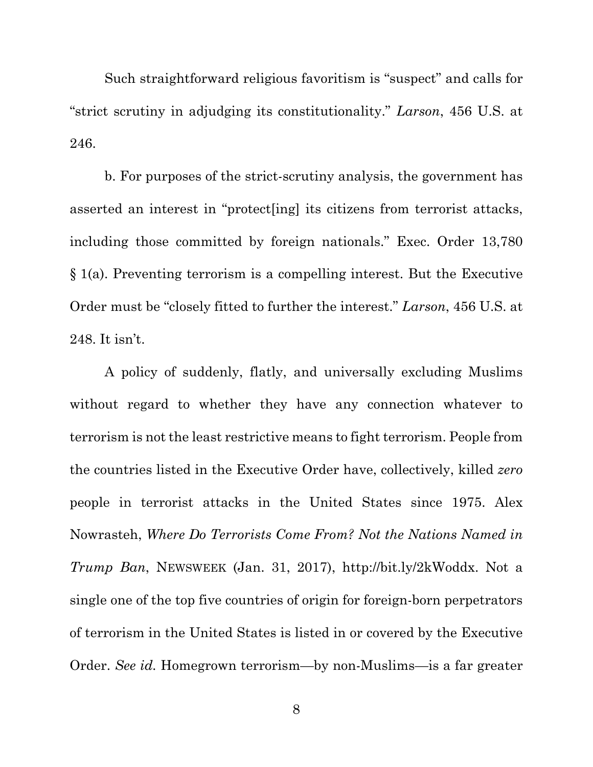Such straightforward religious favoritism is "suspect" and calls for "strict scrutiny in adjudging its constitutionality." *Larson*, 456 U.S. at 246.

b. For purposes of the strict-scrutiny analysis, the government has asserted an interest in "protect[ing] its citizens from terrorist attacks, including those committed by foreign nationals." Exec. Order 13,780 § 1(a). Preventing terrorism is a compelling interest. But the Executive Order must be "closely fitted to further the interest." *Larson*, 456 U.S. at 248. It isn't.

A policy of suddenly, flatly, and universally excluding Muslims without regard to whether they have any connection whatever to terrorism is not the least restrictive means to fight terrorism. People from the countries listed in the Executive Order have, collectively, killed *zero* people in terrorist attacks in the United States since 1975. Alex Nowrasteh, *Where Do Terrorists Come From? Not the Nations Named in Trump Ban*, NEWSWEEK (Jan. 31, 2017), http://bit.ly/2kWoddx. Not a single one of the top five countries of origin for foreign-born perpetrators of terrorism in the United States is listed in or covered by the Executive Order. *See id.* Homegrown terrorism—by non-Muslims—is a far greater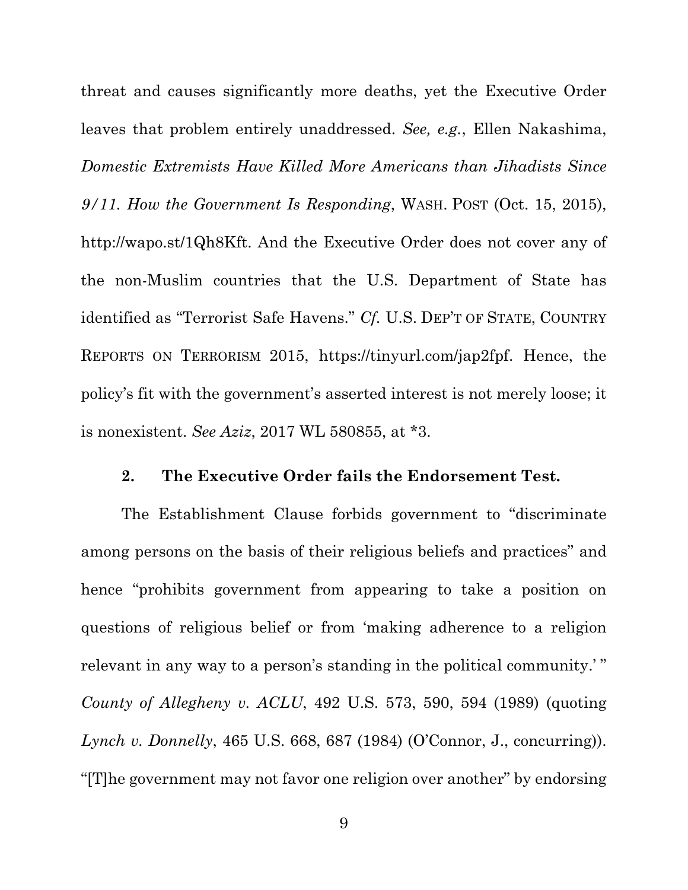threat and causes significantly more deaths, yet the Executive Order leaves that problem entirely unaddressed. *See, e.g.*, Ellen Nakashima, *Domestic Extremists Have Killed More Americans than Jihadists Since 9/11. How the Government Is Responding*, WASH. POST (Oct. 15, 2015), http://wapo.st/1Qh8Kft. And the Executive Order does not cover any of the non-Muslim countries that the U.S. Department of State has identified as "Terrorist Safe Havens." *Cf.* U.S. DEP'T OF STATE, COUNTRY REPORTS ON TERRORISM 2015, https://tinyurl.com/jap2fpf. Hence, the policy's fit with the government's asserted interest is not merely loose; it is nonexistent. *See Aziz*, 2017 WL 580855, at *3.

### 2. The Executive Order fails the Endorsement Test.

The Establishment Clause forbids government to "discriminate among persons on the basis of their religious beliefs and practices" and hence "prohibits government from appearing to take a position on questions of religious belief or from 'making adherence to a religion relevant in any way to a person's standing in the political community.' " *County of Allegheny v. ACLU*, 492 U.S. 573, 590, 594 (1989) (quoting *Lynch v. Donnelly*, 465 U.S. 668, 687 (1984) (O'Connor, J., concurring)). "[T]he government may not favor one religion over another" by endorsing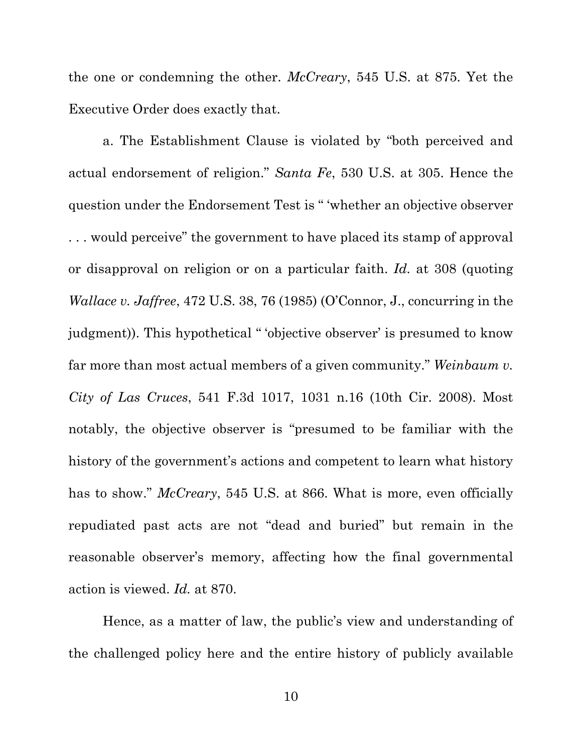the one or condemning the other. *McCreary*, 545 U.S. at 875. Yet the Executive Order does exactly that.

a. The Establishment Clause is violated by "both perceived and actual endorsement of religion." *Santa Fe*, 530 U.S. at 305. Hence the question under the Endorsement Test is " 'whether an objective observer . . . would perceive" the government to have placed its stamp of approval or disapproval on religion or on a particular faith. *Id.* at 308 (quoting *Wallace v. Jaffree*, 472 U.S. 38, 76 (1985) (O'Connor, J., concurring in the judgment)). This hypothetical " 'objective observer' is presumed to know far more than most actual members of a given community." *Weinbaum v. City of Las Cruces*, 541 F.3d 1017, 1031 n.16 (10th Cir. 2008). Most notably, the objective observer is "presumed to be familiar with the history of the government's actions and competent to learn what history has to show." *McCreary*, 545 U.S. at 866. What is more, even officially repudiated past acts are not "dead and buried" but remain in the reasonable observer's memory, affecting how the final governmental action is viewed. *Id.* at 870.

Hence, as a matter of law, the public's view and understanding of the challenged policy here and the entire history of publicly available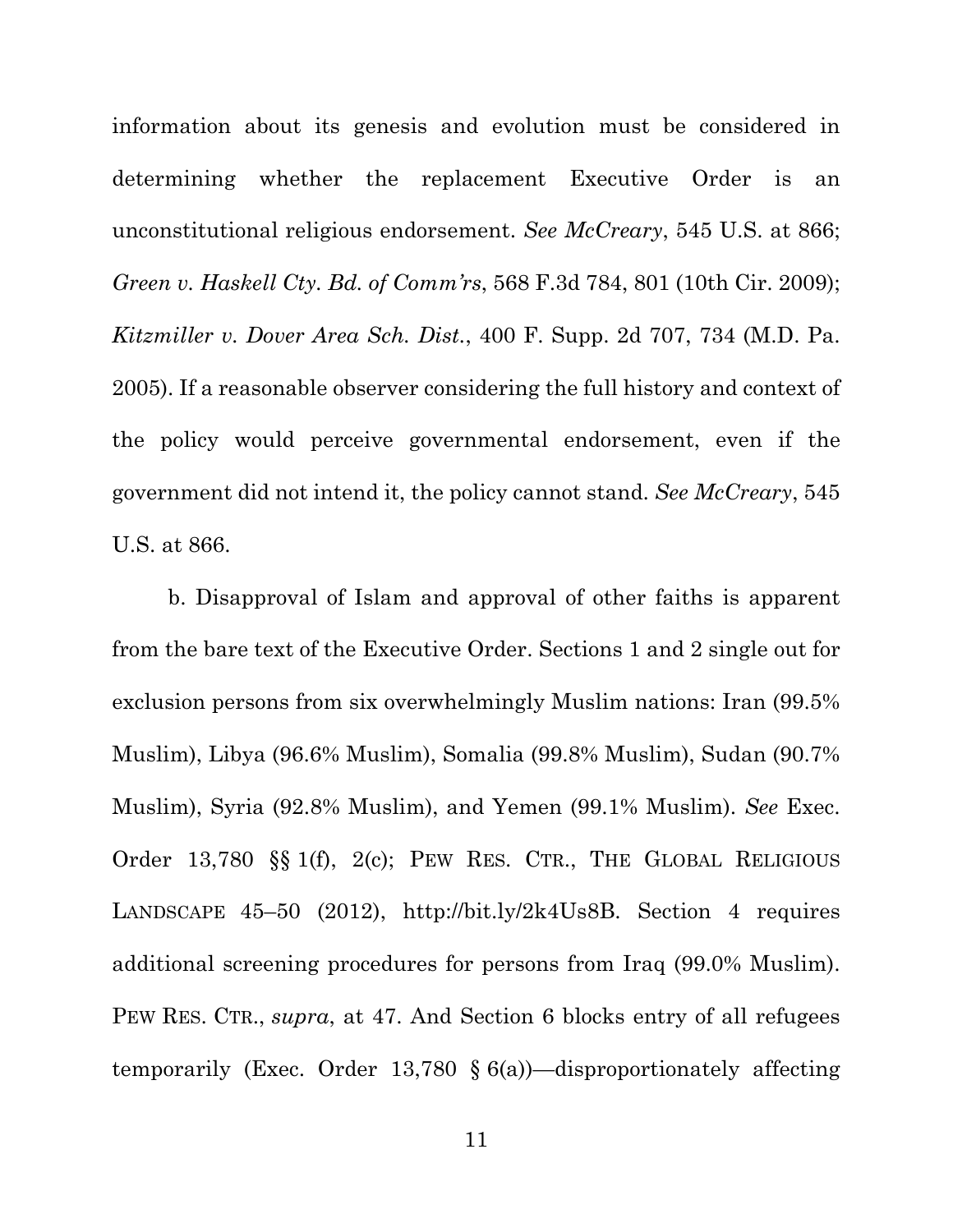information about its genesis and evolution must be considered in determining whether the replacement Executive Order is an unconstitutional religious endorsement. *See McCreary*, 545 U.S. at 866; *Green v. Haskell Cty. Bd. of Comm'rs*, 568 F.3d 784, 801 (10th Cir. 2009); *Kitzmiller v. Dover Area Sch. Dist.*, 400 F. Supp. 2d 707, 734 (M.D. Pa. 2005). If a reasonable observer considering the full history and context of the policy would perceive governmental endorsement, even if the government did not intend it, the policy cannot stand. *See McCreary*, 545 U.S. at 866.

b. Disapproval of Islam and approval of other faiths is apparent from the bare text of the Executive Order. Sections 1 and 2 single out for exclusion persons from six overwhelmingly Muslim nations: Iran (99.5% Muslim), Libya (96.6% Muslim), Somalia (99.8% Muslim), Sudan (90.7% Muslim), Syria (92.8% Muslim), and Yemen (99.1% Muslim). *See* Exec. Order 13,780 §§ 1(f), 2(c); PEW RES. CTR., THE GLOBAL RELIGIOUS LANDSCAPE 45–50 (2012), http://bit.ly/2k4Us8B. Section 4 requires additional screening procedures for persons from Iraq (99.0% Muslim). PEW RES. CTR., *supra*, at 47. And Section 6 blocks entry of all refugees temporarily (Exec. Order 13,780 § 6(a))—disproportionately affecting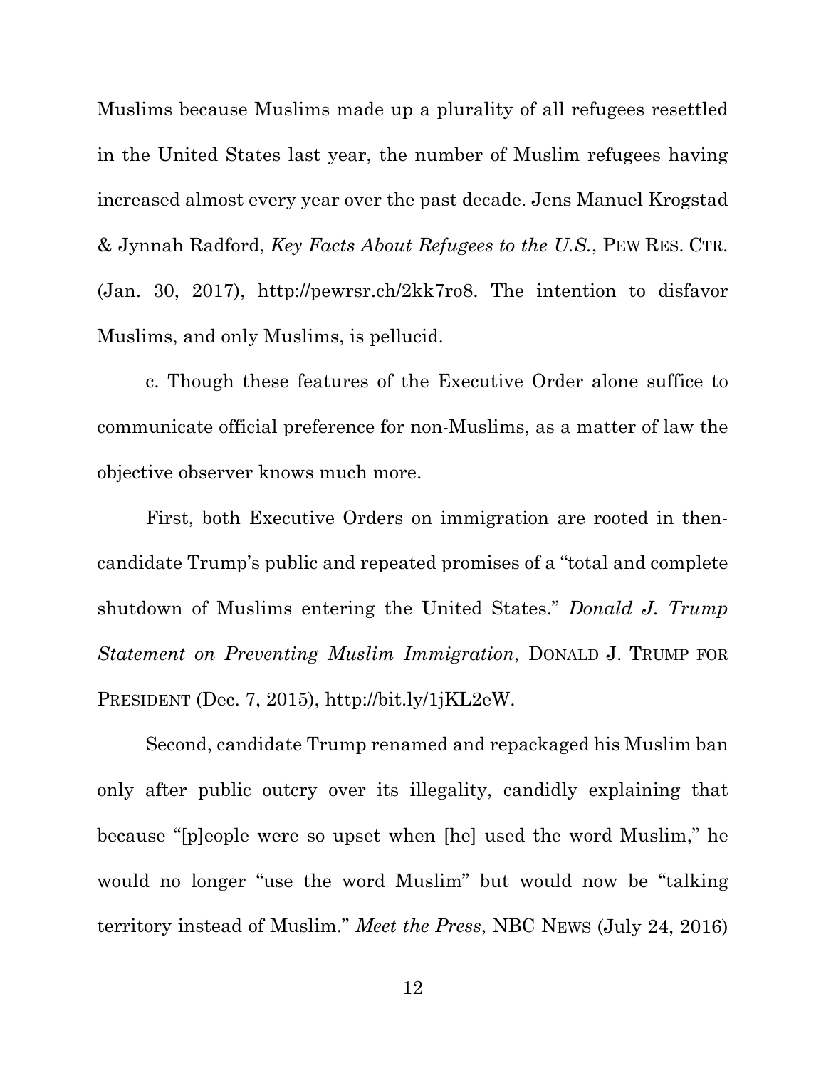Muslims because Muslims made up a plurality of all refugees resettled in the United States last year, the number of Muslim refugees having increased almost every year over the past decade. Jens Manuel Krogstad & Jynnah Radford, *Key Facts About Refugees to the U.S.*, PEW RES. CTR. (Jan. 30, 2017), http://pewrsr.ch/2kk7ro8. The intention to disfavor Muslims, and only Muslims, is pellucid.

c. Though these features of the Executive Order alone suffice to communicate official preference for non-Muslims, as a matter of law the objective observer knows much more.

First, both Executive Orders on immigration are rooted in then-candidate Trump's public and repeated promises of a "total and complete shutdown of Muslims entering the United States." *Donald J. Trump Statement on Preventing Muslim Immigration*, DONALD J. TRUMP FOR PRESIDENT (Dec. 7, 2015), http://bit.ly/1jKL2eW.

Second, candidate Trump renamed and repackaged his Muslim ban only after public outcry over its illegality, candidly explaining that because "[p]eople were so upset when [he] used the word Muslim," he would no longer "use the word Muslim" but would now be "talking territory instead of Muslim." *Meet the Press*, NBC NEWS (July 24, 2016)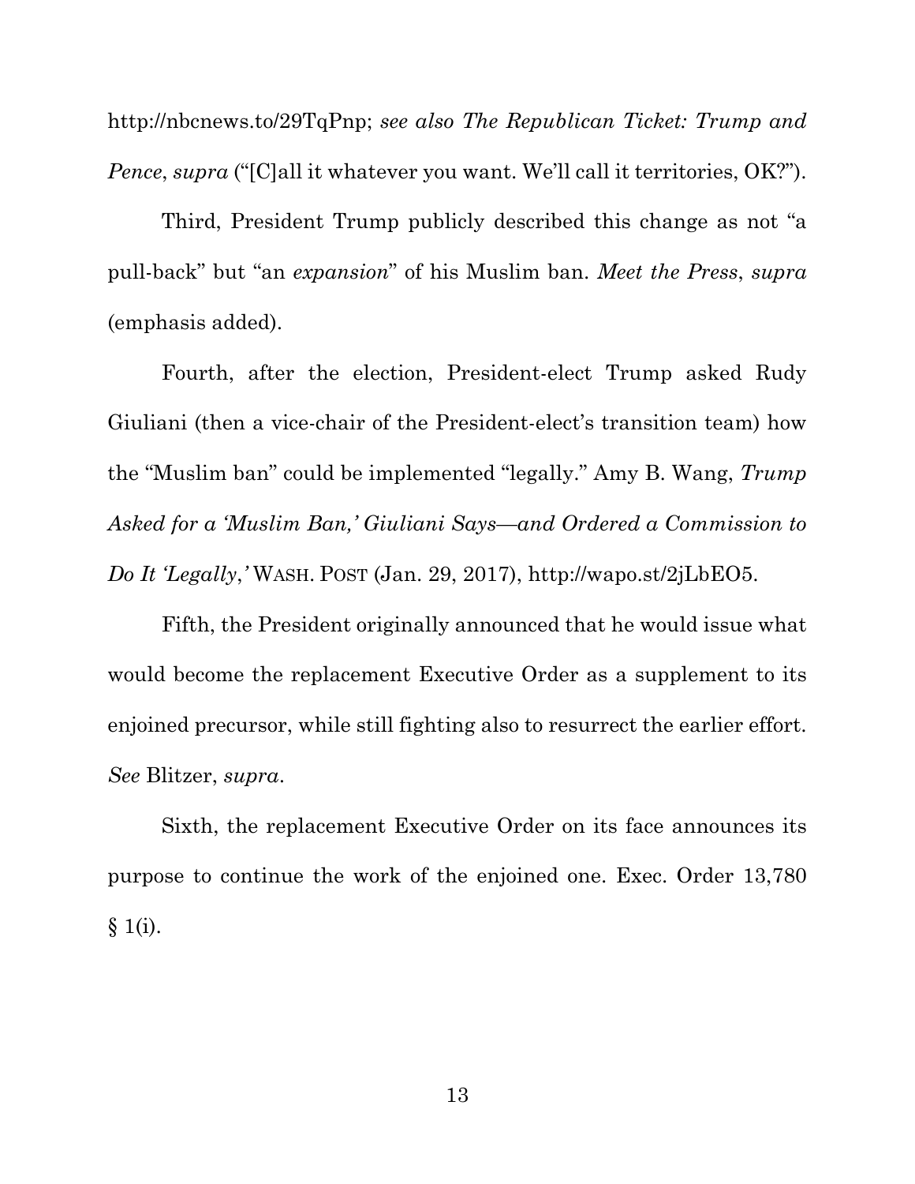http://nbcnews.to/29TqPnp; *see also The Republican Ticket: Trump and Pence*, *supra* ("[C]all it whatever you want. We'll call it territories, OK?").

Third, President Trump publicly described this change as not "a pull-back" but "an *expansion*" of his Muslim ban. *Meet the Press*, *supra* (emphasis added).

Fourth, after the election, President-elect Trump asked Rudy Giuliani (then a vice-chair of the President-elect's transition team) how the "Muslim ban" could be implemented "legally." Amy B. Wang, *Trump Asked for a 'Muslim Ban,' Giuliani Says—and Ordered a Commission to Do It 'Legally,'* WASH. POST (Jan. 29, 2017), http://wapo.st/2jLbEO5.

Fifth, the President originally announced that he would issue what would become the replacement Executive Order as a supplement to its enjoined precursor, while still fighting also to resurrect the earlier effort. *See* Blitzer, *supra*.

Sixth, the replacement Executive Order on its face announces its purpose to continue the work of the enjoined one. Exec. Order 13,780 § 1(i).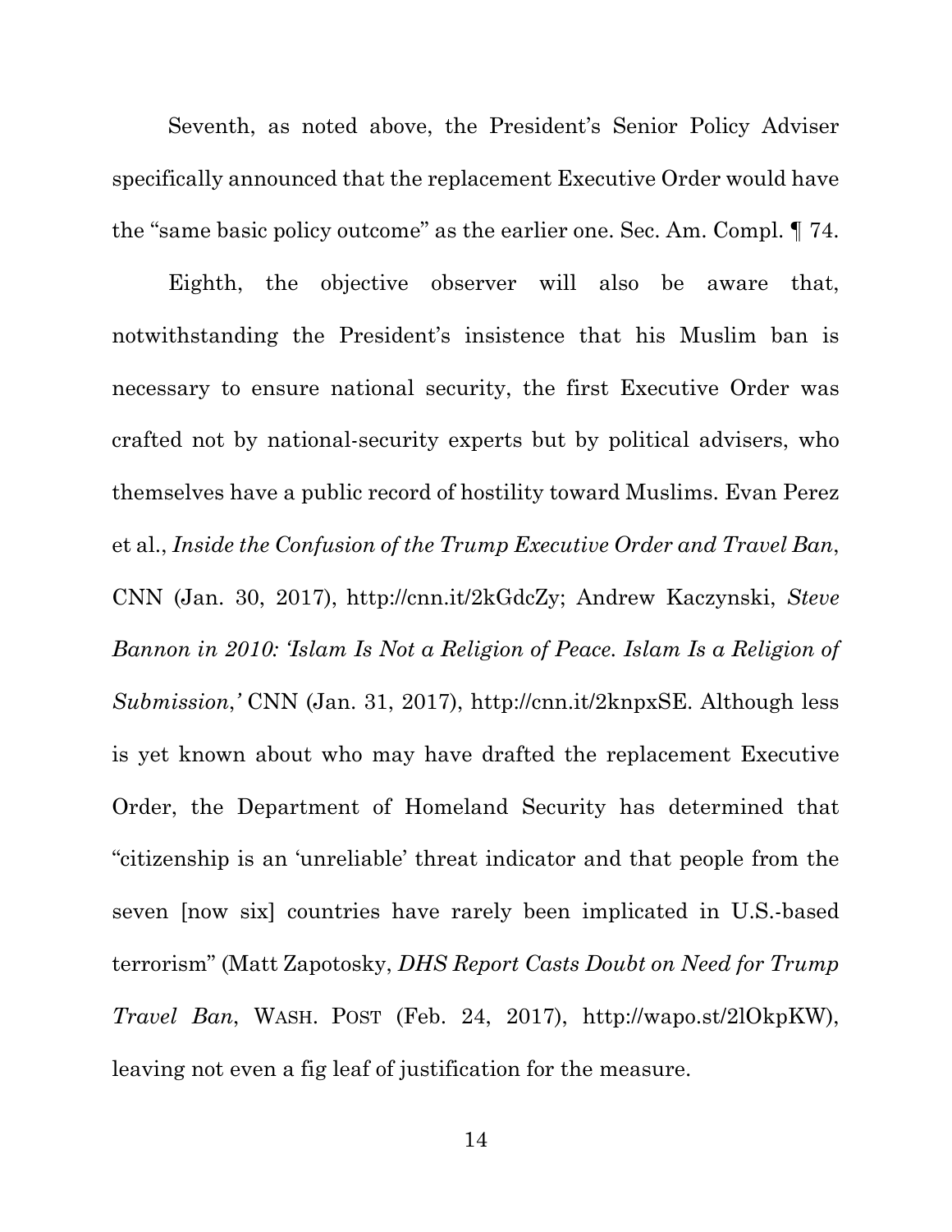Seventh, as noted above, the President's Senior Policy Adviser specifically announced that the replacement Executive Order would have the "same basic policy outcome" as the earlier one. Sec. Am. Compl. ¶ 74.

Eighth, the objective observer will also be aware that, notwithstanding the President's insistence that his Muslim ban is necessary to ensure national security, the first Executive Order was crafted not by national-security experts but by political advisers, who themselves have a public record of hostility toward Muslims. Evan Perez et al., *Inside the Confusion of the Trump Executive Order and Travel Ban*, CNN (Jan. 30, 2017), http://cnn.it/2kGdcZy; Andrew Kaczynski, *Steve Bannon in 2010: 'Islam Is Not a Religion of Peace. Islam Is a Religion of Submission*,*'* CNN (Jan. 31, 2017), http://cnn.it/2knpxSE. Although less is yet known about who may have drafted the replacement Executive Order, the Department of Homeland Security has determined that "citizenship is an 'unreliable' threat indicator and that people from the seven [now six] countries have rarely been implicated in U.S.-based terrorism" (Matt Zapotosky, *DHS Report Casts Doubt on Need for Trump Travel Ban*, WASH. POST (Feb. 24, 2017), http://wapo.st/2lOkpKW), leaving not even a fig leaf of justification for the measure.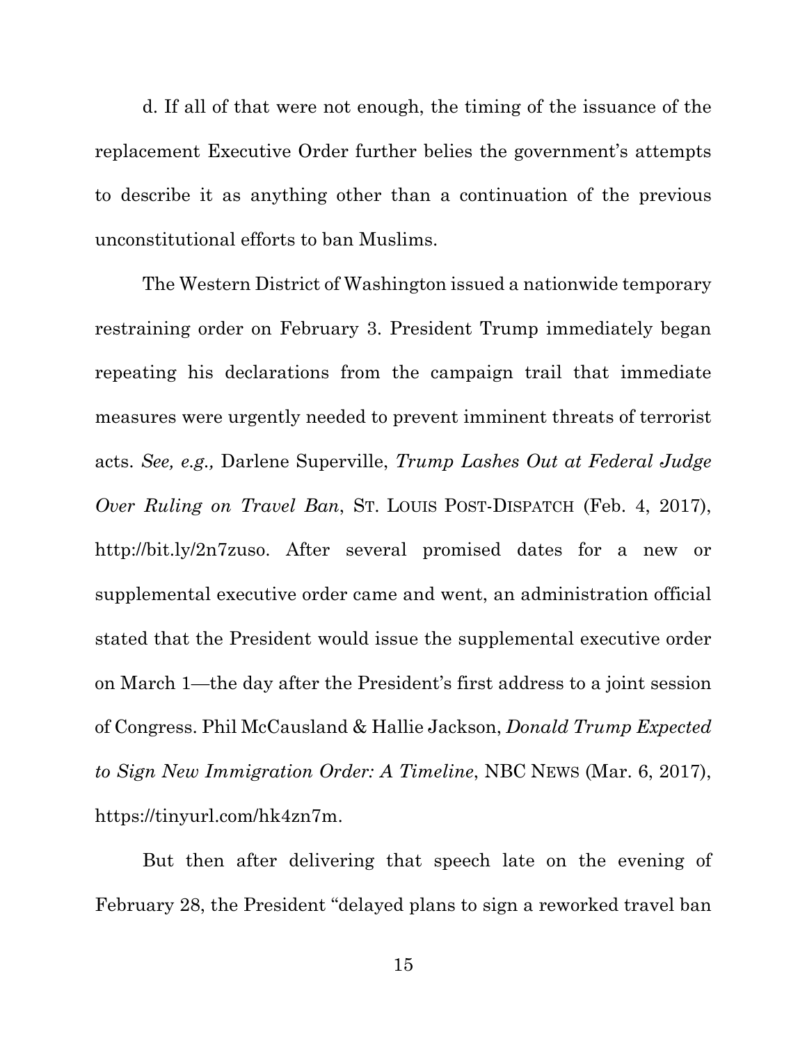d. If all of that were not enough, the timing of the issuance of the replacement Executive Order further belies the government's attempts to describe it as anything other than a continuation of the previous unconstitutional efforts to ban Muslims.

The Western District of Washington issued a nationwide temporary restraining order on February 3. President Trump immediately began repeating his declarations from the campaign trail that immediate measures were urgently needed to prevent imminent threats of terrorist acts. *See, e.g.,* Darlene Superville, *Trump Lashes Out at Federal Judge Over Ruling on Travel Ban*, ST. LOUIS POST-DISPATCH (Feb. 4, 2017), http://bit.ly/2n7zuso. After several promised dates for a new or supplemental executive order came and went, an administration official stated that the President would issue the supplemental executive order on March 1—the day after the President's first address to a joint session of Congress. Phil McCausland & Hallie Jackson, *Donald Trump Expected to Sign New Immigration Order: A Timeline*, NBC NEWS (Mar. 6, 2017), https://tinyurl.com/hk4zn7m.

But then after delivering that speech late on the evening of February 28, the President "delayed plans to sign a reworked travel ban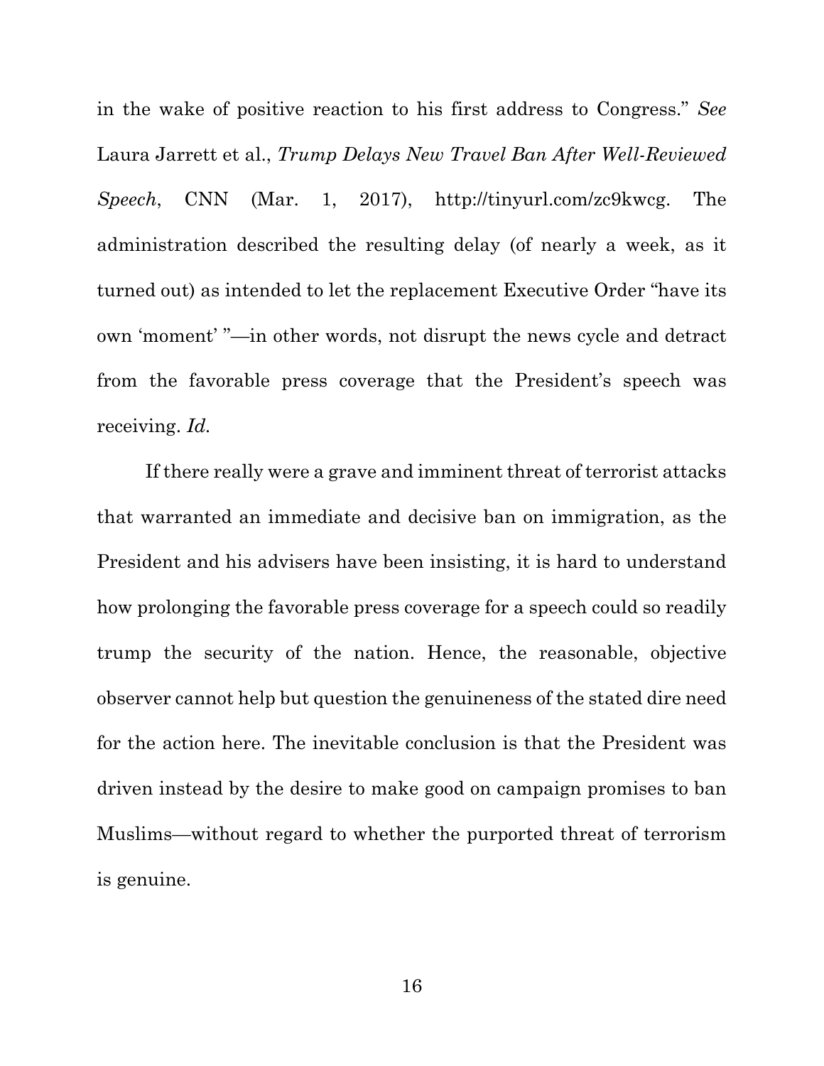in the wake of positive reaction to his first address to Congress." *See* Laura Jarrett et al., *Trump Delays New Travel Ban After Well-Reviewed Speech*, CNN (Mar. 1, 2017), http://tinyurl.com/zc9kwcg. The administration described the resulting delay (of nearly a week, as it turned out) as intended to let the replacement Executive Order "have its own 'moment' "—in other words, not disrupt the news cycle and detract from the favorable press coverage that the President's speech was receiving. *Id.*

If there really were a grave and imminent threat of terrorist attacks that warranted an immediate and decisive ban on immigration, as the President and his advisers have been insisting, it is hard to understand how prolonging the favorable press coverage for a speech could so readily trump the security of the nation. Hence, the reasonable, objective observer cannot help but question the genuineness of the stated dire need for the action here. The inevitable conclusion is that the President was driven instead by the desire to make good on campaign promises to ban Muslims—without regard to whether the purported threat of terrorism is genuine.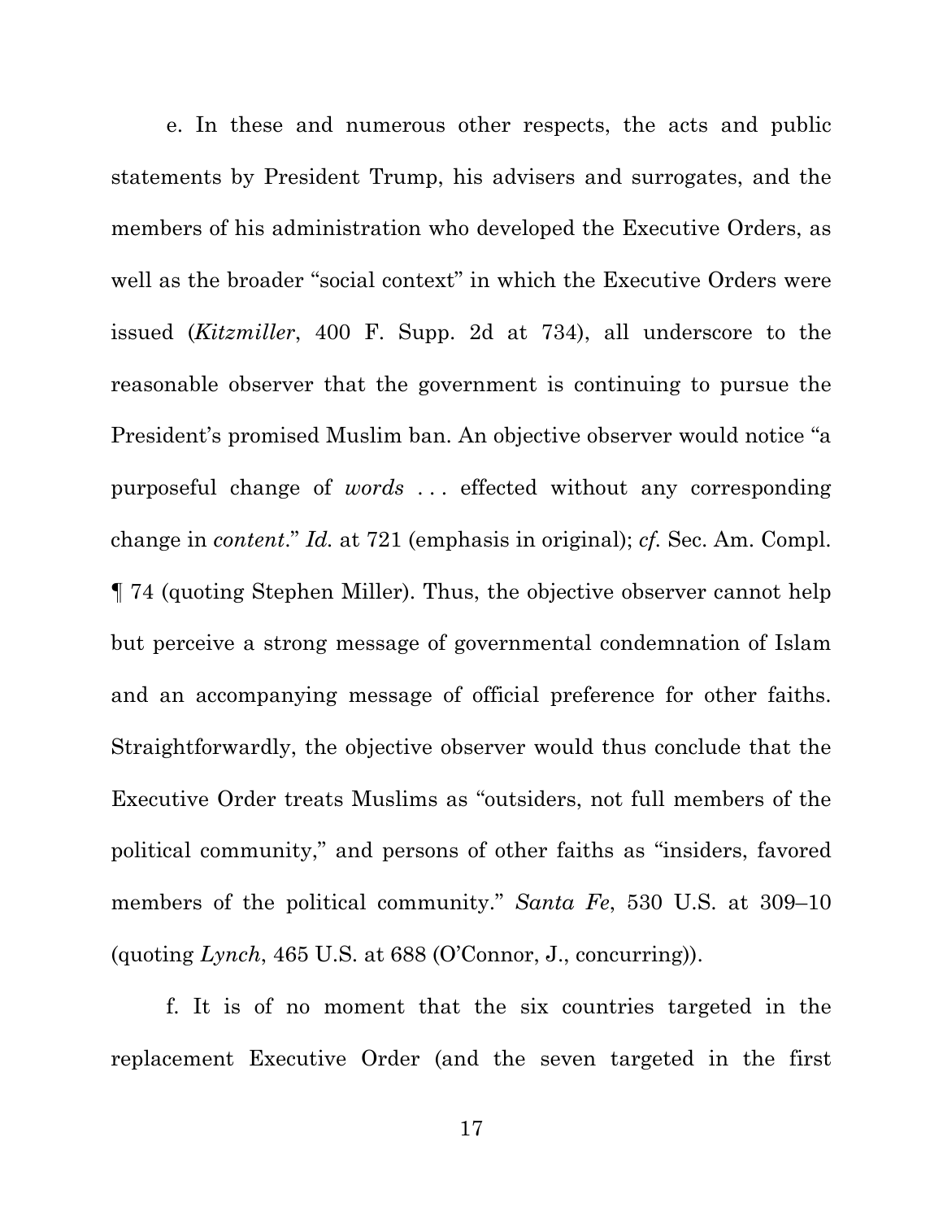e. In these and numerous other respects, the acts and public statements by President Trump, his advisers and surrogates, and the members of his administration who developed the Executive Orders, as well as the broader "social context" in which the Executive Orders were issued (*Kitzmiller*, 400 F. Supp. 2d at 734), all underscore to the reasonable observer that the government is continuing to pursue the President's promised Muslim ban. An objective observer would notice "a purposeful change of *words* . . . effected without any corresponding change in *content*." *Id.* at 721 (emphasis in original); *cf.* Sec. Am. Compl. ¶ 74 (quoting Stephen Miller). Thus, the objective observer cannot help but perceive a strong message of governmental condemnation of Islam and an accompanying message of official preference for other faiths. Straightforwardly, the objective observer would thus conclude that the Executive Order treats Muslims as "outsiders, not full members of the political community," and persons of other faiths as "insiders, favored members of the political community." *Santa Fe*, 530 U.S. at 309–10 (quoting *Lynch*, 465 U.S. at 688 (O'Connor, J., concurring)).

f. It is of no moment that the six countries targeted in the replacement Executive Order (and the seven targeted in the first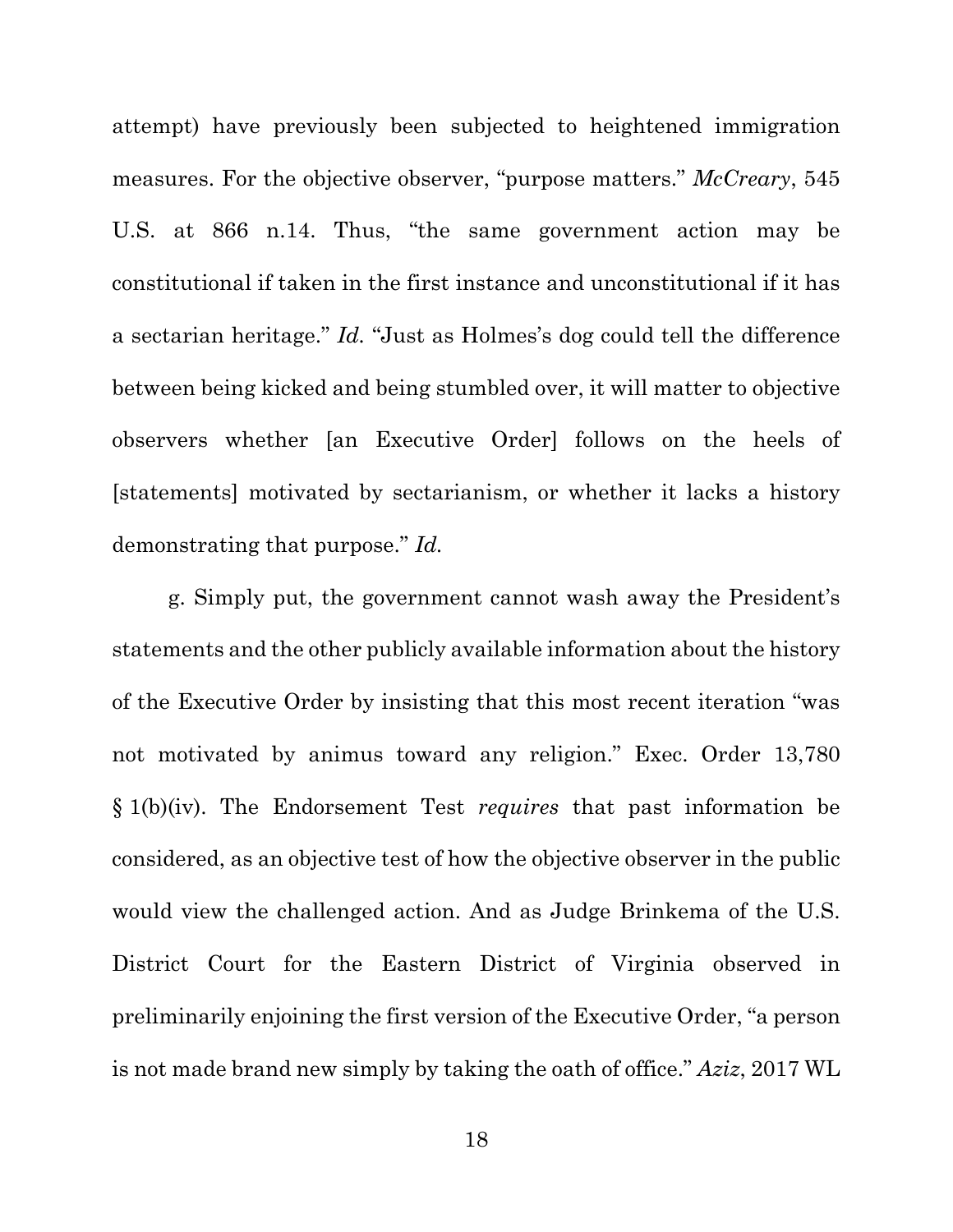attempt) have previously been subjected to heightened immigration measures. For the objective observer, "purpose matters." *McCreary*, 545 U.S. at 866 n.14. Thus, "the same government action may be constitutional if taken in the first instance and unconstitutional if it has a sectarian heritage." *Id.* "Just as Holmes's dog could tell the difference between being kicked and being stumbled over, it will matter to objective observers whether [an Executive Order] follows on the heels of [statements] motivated by sectarianism, or whether it lacks a history demonstrating that purpose." *Id.*

g. Simply put, the government cannot wash away the President's statements and the other publicly available information about the history of the Executive Order by insisting that this most recent iteration "was not motivated by animus toward any religion." Exec. Order 13,780 § 1(b)(iv). The Endorsement Test *requires* that past information be considered, as an objective test of how the objective observer in the public would view the challenged action. And as Judge Brinkema of the U.S. District Court for the Eastern District of Virginia observed in preliminarily enjoining the first version of the Executive Order, "a person is not made brand new simply by taking the oath of office." *Aziz*, 2017 WL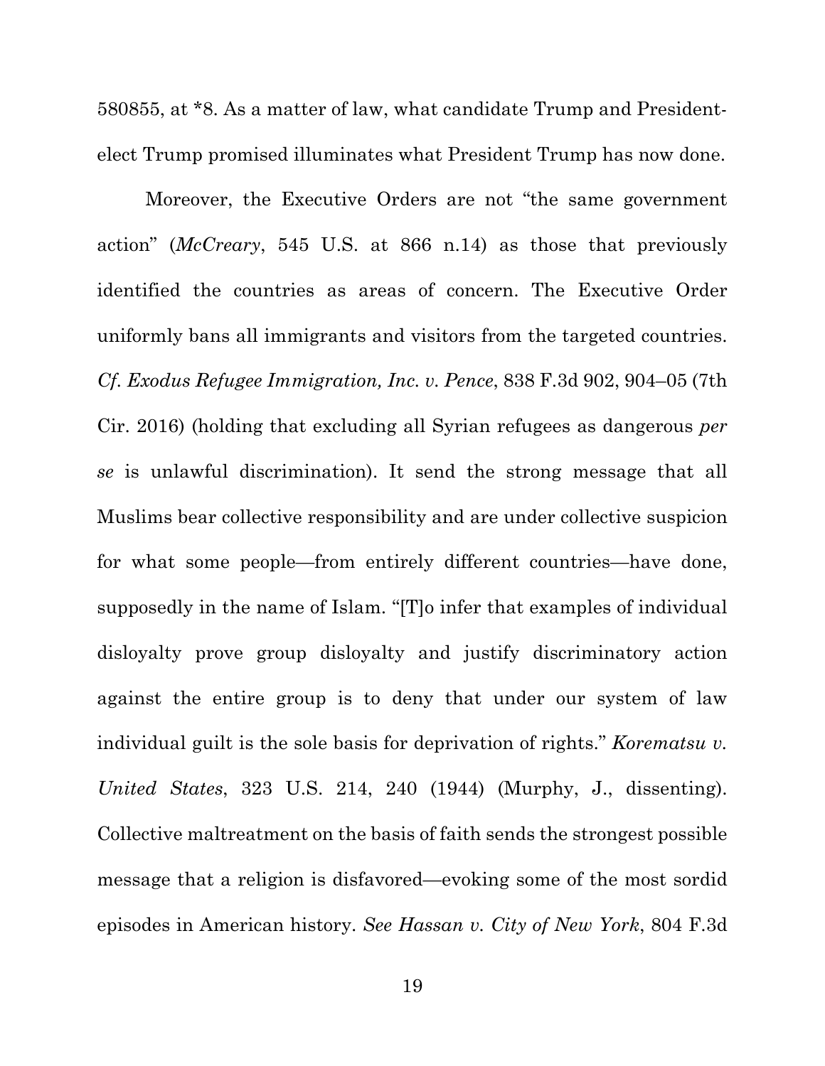580855, at *8. As a matter of law, what candidate Trump and President-elect Trump promised illuminates what President Trump has now done.

Moreover, the Executive Orders are not "the same government action" (*McCreary*, 545 U.S. at 866 n.14) as those that previously identified the countries as areas of concern. The Executive Order uniformly bans all immigrants and visitors from the targeted countries. *Cf. Exodus Refugee Immigration, Inc. v. Pence*, 838 F.3d 902, 904–05 (7th Cir. 2016) (holding that excluding all Syrian refugees as dangerous *per se* is unlawful discrimination). It send the strong message that all Muslims bear collective responsibility and are under collective suspicion for what some people—from entirely different countries—have done, supposedly in the name of Islam. "[T]o infer that examples of individual disloyalty prove group disloyalty and justify discriminatory action against the entire group is to deny that under our system of law individual guilt is the sole basis for deprivation of rights." *Korematsu v. United States*, 323 U.S. 214, 240 (1944) (Murphy, J., dissenting). Collective maltreatment on the basis of faith sends the strongest possible message that a religion is disfavored—evoking some of the most sordid episodes in American history. *See Hassan v. City of New York*, 804 F.3d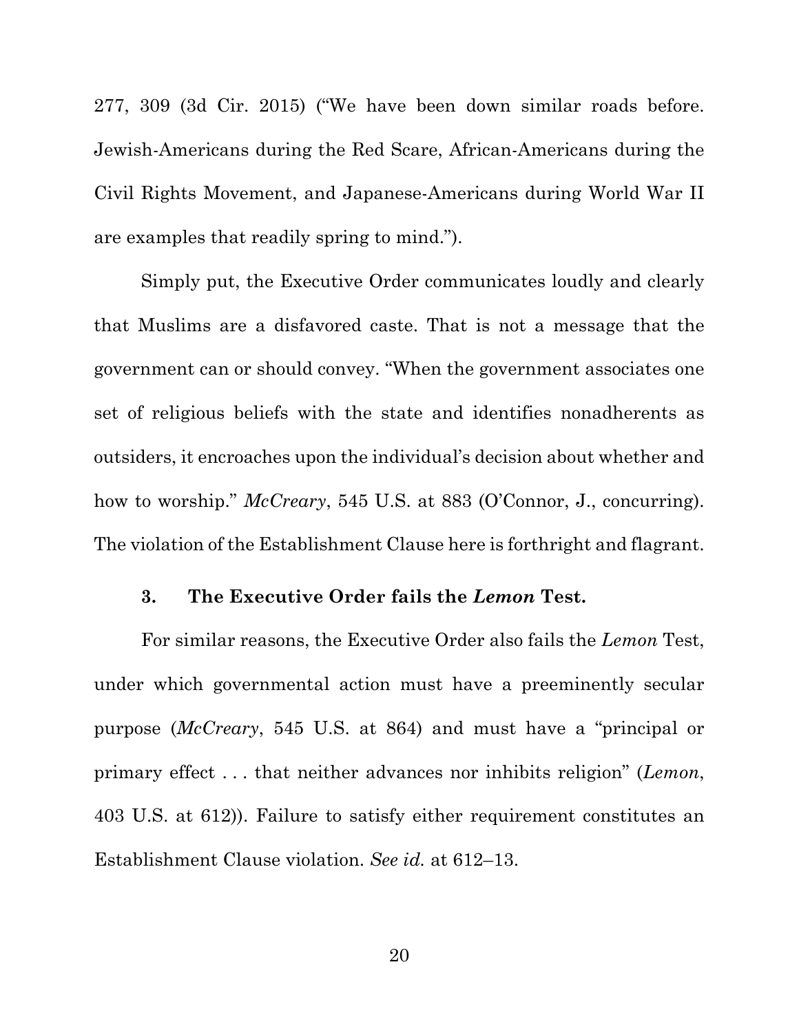277, 309 (3d Cir. 2015) ("We have been down similar roads before. Jewish-Americans during the Red Scare, African-Americans during the Civil Rights Movement, and Japanese-Americans during World War II are examples that readily spring to mind.").

Simply put, the Executive Order communicates loudly and clearly that Muslims are a disfavored caste. That is not a message that the government can or should convey. "When the government associates one set of religious beliefs with the state and identifies nonadherents as outsiders, it encroaches upon the individual's decision about whether and how to worship." *McCreary*, 545 U.S. at 883 (O'Connor, J., concurring). The violation of the Establishment Clause here is forthright and flagrant.

### 3. The Executive Order fails the *Lemon* Test.

For similar reasons, the Executive Order also fails the *Lemon* Test, under which governmental action must have a preeminently secular purpose (*McCreary*, 545 U.S. at 864) and must have a "principal or primary effect . . . that neither advances nor inhibits religion" (*Lemon*, 403 U.S. at 612)). Failure to satisfy either requirement constitutes an Establishment Clause violation. *See id.* at 612–13.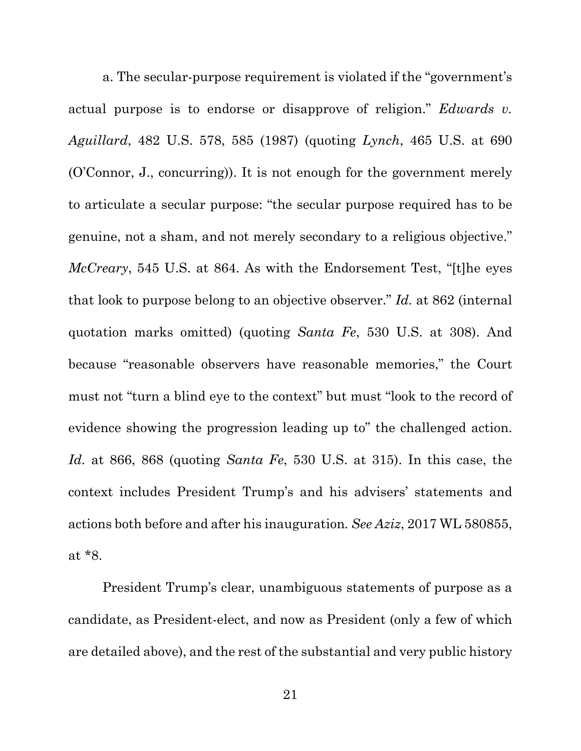a. The secular-purpose requirement is violated if the "government's actual purpose is to endorse or disapprove of religion." *Edwards v. Aguillard*, 482 U.S. 578, 585 (1987) (quoting *Lynch*, 465 U.S. at 690 (O'Connor, J., concurring)). It is not enough for the government merely to articulate a secular purpose: "the secular purpose required has to be genuine, not a sham, and not merely secondary to a religious objective." *McCreary*, 545 U.S. at 864. As with the Endorsement Test, "[t]he eyes that look to purpose belong to an objective observer." *Id.* at 862 (internal quotation marks omitted) (quoting *Santa Fe*, 530 U.S. at 308). And because "reasonable observers have reasonable memories," the Court must not "turn a blind eye to the context" but must "look to the record of evidence showing the progression leading up to" the challenged action. *Id.* at 866, 868 (quoting *Santa Fe*, 530 U.S. at 315). In this case, the context includes President Trump's and his advisers' statements and actions both before and after his inauguration. *See Aziz*, 2017 WL 580855, at *8.

President Trump's clear, unambiguous statements of purpose as a candidate, as President-elect, and now as President (only a few of which are detailed above), and the rest of the substantial and very public history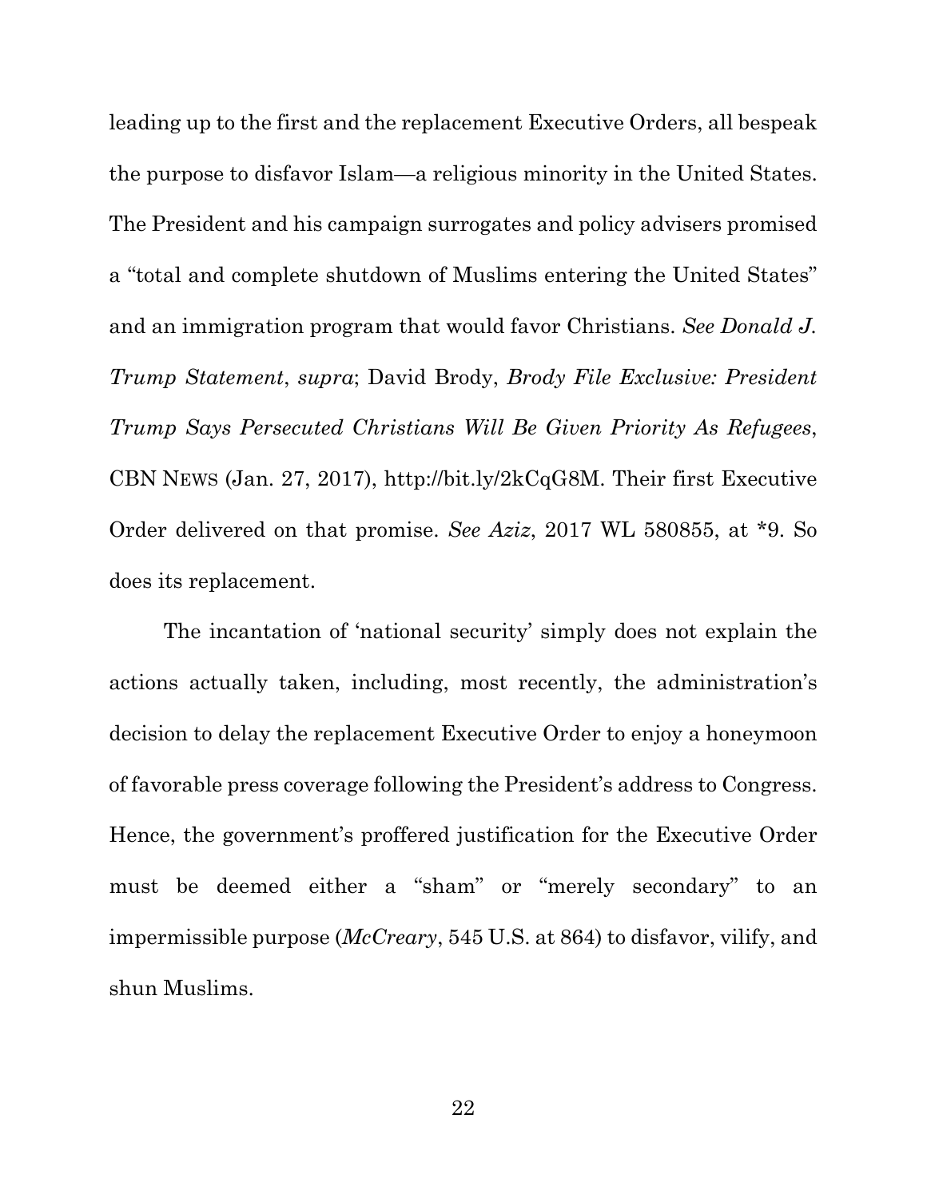leading up to the first and the replacement Executive Orders, all bespeak the purpose to disfavor Islam—a religious minority in the United States. The President and his campaign surrogates and policy advisers promised a "total and complete shutdown of Muslims entering the United States" and an immigration program that would favor Christians. *See Donald J. Trump Statement*, *supra*; David Brody, *Brody File Exclusive: President Trump Says Persecuted Christians Will Be Given Priority As Refugees*, CBN NEWS (Jan. 27, 2017), http://bit.ly/2kCqG8M. Their first Executive Order delivered on that promise. *See Aziz*, 2017 WL 580855, at *9. So does its replacement.

The incantation of 'national security' simply does not explain the actions actually taken, including, most recently, the administration's decision to delay the replacement Executive Order to enjoy a honeymoon of favorable press coverage following the President's address to Congress. Hence, the government's proffered justification for the Executive Order must be deemed either a "sham" or "merely secondary" to an impermissible purpose (*McCreary*, 545 U.S. at 864) to disfavor, vilify, and shun Muslims.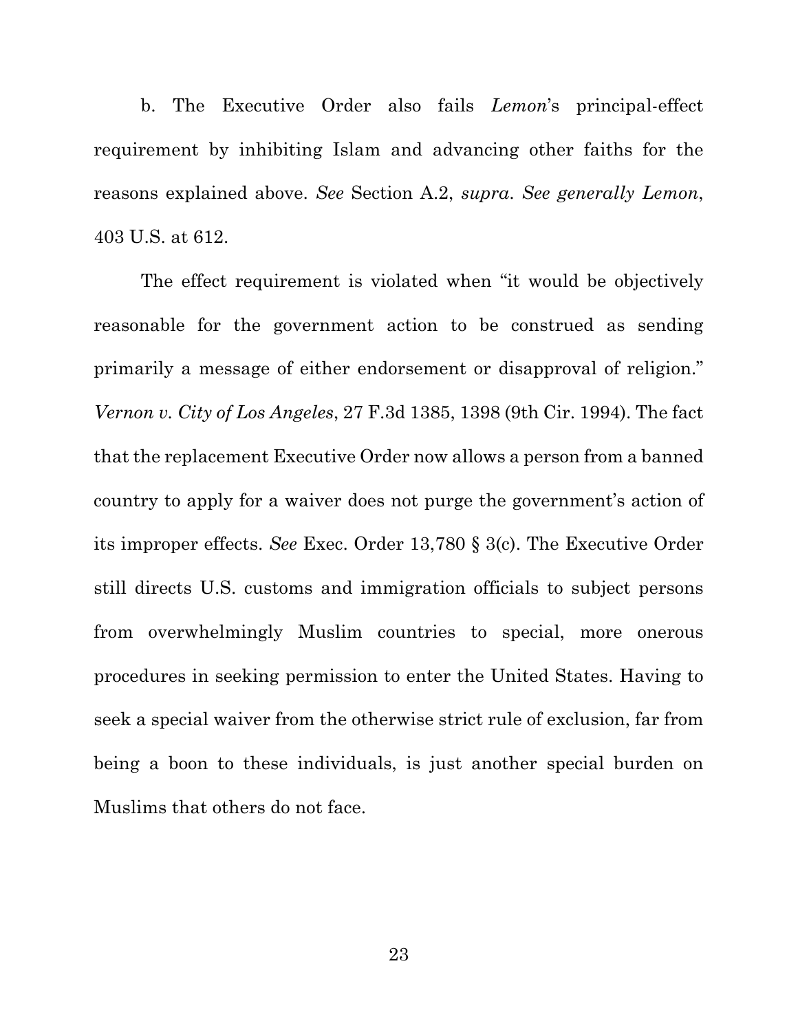b. The Executive Order also fails *Lemon*'s principal-effect requirement by inhibiting Islam and advancing other faiths for the reasons explained above. *See* Section A.2, *supra*. *See generally Lemon*, 403 U.S. at 612.

The effect requirement is violated when "it would be objectively reasonable for the government action to be construed as sending primarily a message of either endorsement or disapproval of religion." *Vernon v. City of Los Angeles*, 27 F.3d 1385, 1398 (9th Cir. 1994). The fact that the replacement Executive Order now allows a person from a banned country to apply for a waiver does not purge the government's action of its improper effects. *See* Exec. Order 13,780 § 3(c). The Executive Order still directs U.S. customs and immigration officials to subject persons from overwhelmingly Muslim countries to special, more onerous procedures in seeking permission to enter the United States. Having to seek a special waiver from the otherwise strict rule of exclusion, far from being a boon to these individuals, is just another special burden on Muslims that others do not face.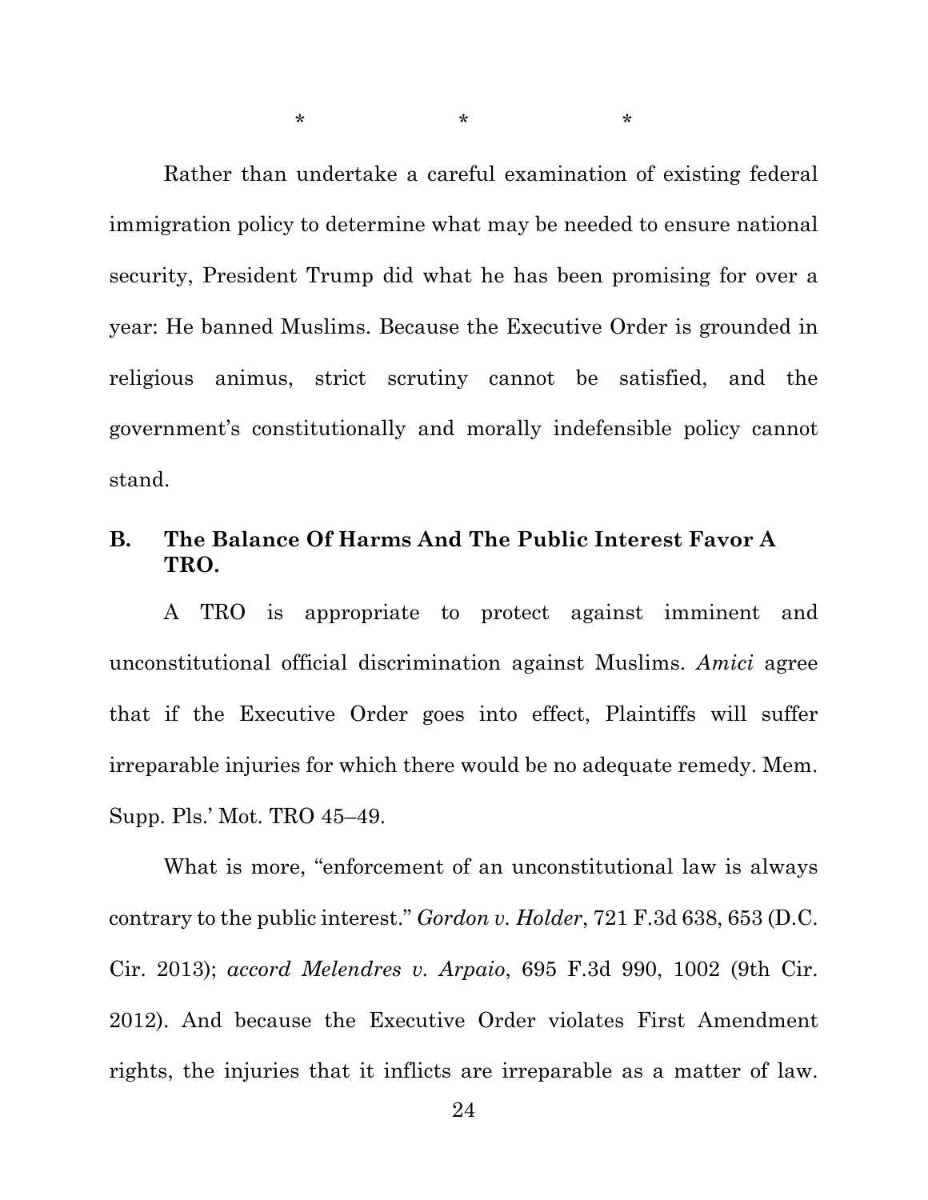\*                    \*                    \*

Rather than undertake a careful examination of existing federal immigration policy to determine what may be needed to ensure national security, President Trump did what he has been promising for over a year: He banned Muslims. Because the Executive Order is grounded in religious animus, strict scrutiny cannot be satisfied, and the government's constitutionally and morally indefensible policy cannot stand.

### B. The Balance Of Harms And The Public Interest Favor A TRO.

A TRO is appropriate to protect against imminent and unconstitutional official discrimination against Muslims. *Amici* agree that if the Executive Order goes into effect, Plaintiffs will suffer irreparable injuries for which there would be no adequate remedy. Mem. Supp. Pls.' Mot. TRO 45–49.

What is more, "enforcement of an unconstitutional law is always contrary to the public interest." *Gordon v. Holder*, 721 F.3d 638, 653 (D.C. Cir. 2013); *accord Melendres v. Arpaio*, 695 F.3d 990, 1002 (9th Cir. 2012). And because the Executive Order violates First Amendment rights, the injuries that it inflicts are irreparable as a matter of law.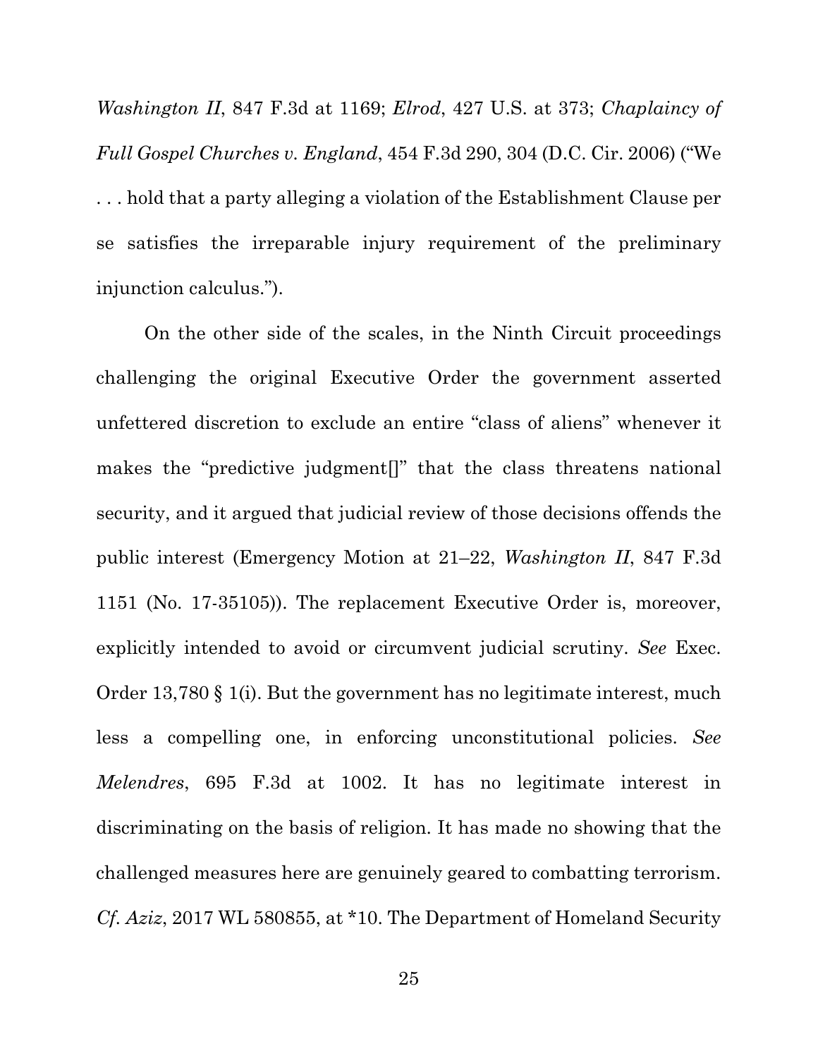*Washington II*, 847 F.3d at 1169; *Elrod*, 427 U.S. at 373; *Chaplaincy of Full Gospel Churches v. England*, 454 F.3d 290, 304 (D.C. Cir. 2006) ("We . . . hold that a party alleging a violation of the Establishment Clause per se satisfies the irreparable injury requirement of the preliminary injunction calculus.").

On the other side of the scales, in the Ninth Circuit proceedings challenging the original Executive Order the government asserted unfettered discretion to exclude an entire "class of aliens" whenever it makes the "predictive judgment[]" that the class threatens national security, and it argued that judicial review of those decisions offends the public interest (Emergency Motion at 21–22, *Washington II*, 847 F.3d 1151 (No. 17-35105)). The replacement Executive Order is, moreover, explicitly intended to avoid or circumvent judicial scrutiny. *See* Exec. Order 13,780 § 1(i). But the government has no legitimate interest, much less a compelling one, in enforcing unconstitutional policies. *See Melendres*, 695 F.3d at 1002. It has no legitimate interest in discriminating on the basis of religion. It has made no showing that the challenged measures here are genuinely geared to combatting terrorism. *Cf. Aziz*, 2017 WL 580855, at *10. The Department of Homeland Security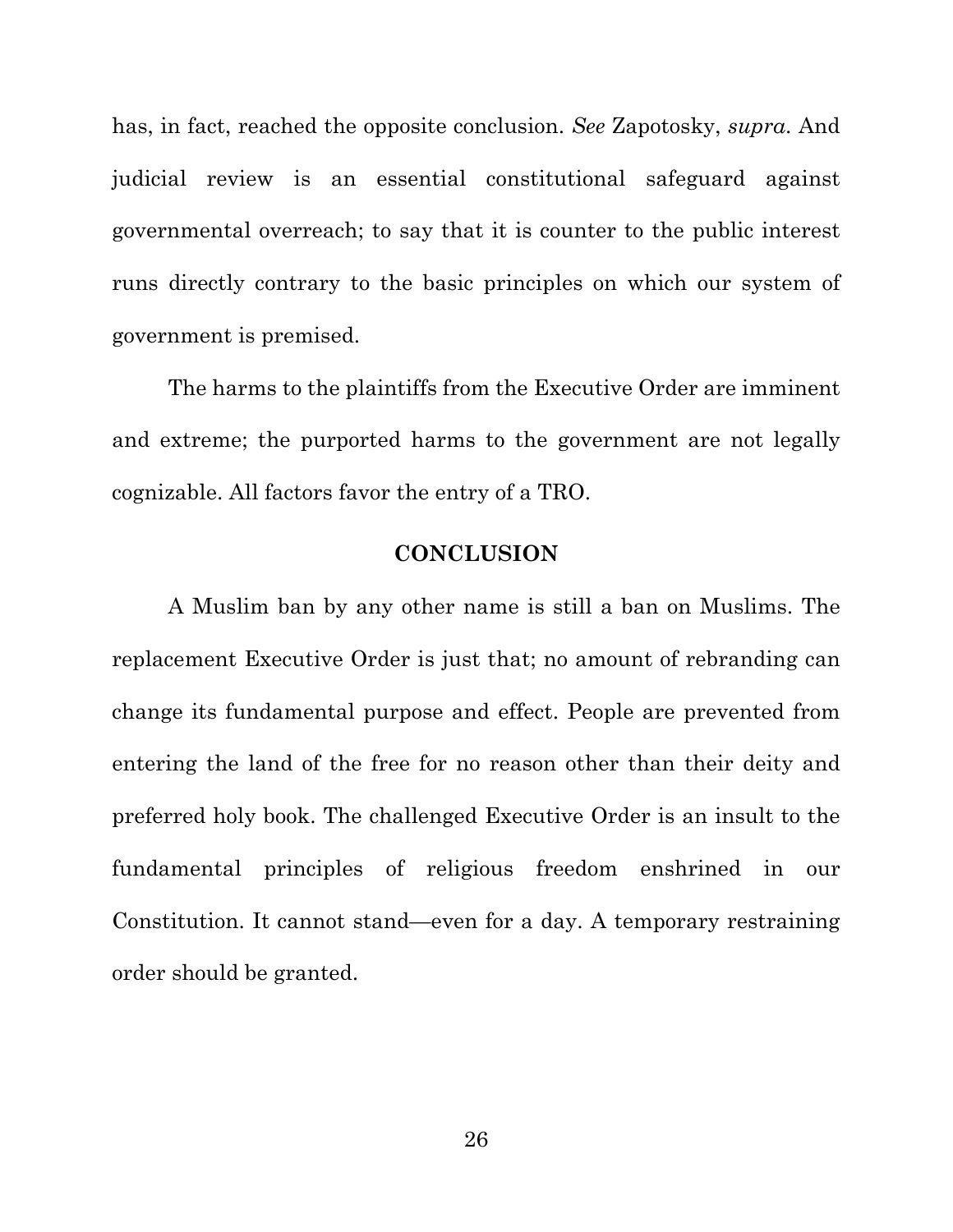has, in fact, reached the opposite conclusion. *See* Zapotosky, *supra*. And judicial review is an essential constitutional safeguard against governmental overreach; to say that it is counter to the public interest runs directly contrary to the basic principles on which our system of government is premised.

The harms to the plaintiffs from the Executive Order are imminent and extreme; the purported harms to the government are not legally cognizable. All factors favor the entry of a TRO.

## CONCLUSION

A Muslim ban by any other name is still a ban on Muslims. The replacement Executive Order is just that; no amount of rebranding can change its fundamental purpose and effect. People are prevented from entering the land of the free for no reason other than their deity and preferred holy book. The challenged Executive Order is an insult to the fundamental principles of religious freedom enshrined in our Constitution. It cannot stand—even for a day. A temporary restraining order should be granted.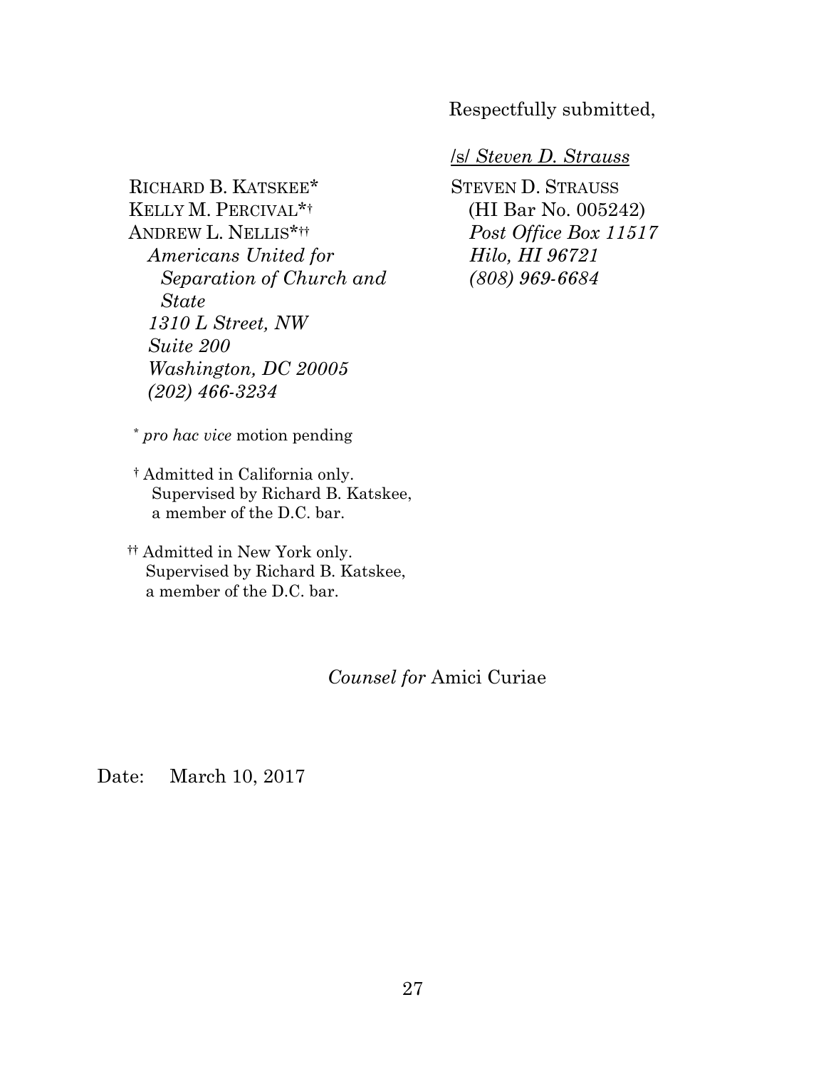Respectfully submitted,

/s/ *Steven D. Strauss*

STEVEN D. STRAUSS
(HI Bar No. 005242)
*Post Office Box 11517*
*Hilo, HI 96721*
*(808) 969-6684*

RICHARD B. KATSKEE*
KELLY M. PERCIVAL*†
ANDREW L. NELLIS*††
*Americans United for Separation of Church and State*
*1310 L Street, NW*
*Suite 200*
*Washington, DC 20005*
*(202) 466-3234*

\* *pro hac vice* motion pending

† Admitted in California only. Supervised by Richard B. Katskee, a member of the D.C. bar.

†† Admitted in New York only. Supervised by Richard B. Katskee, a member of the D.C. bar.

*Counsel for* Amici Curiae

Date: March 10, 2017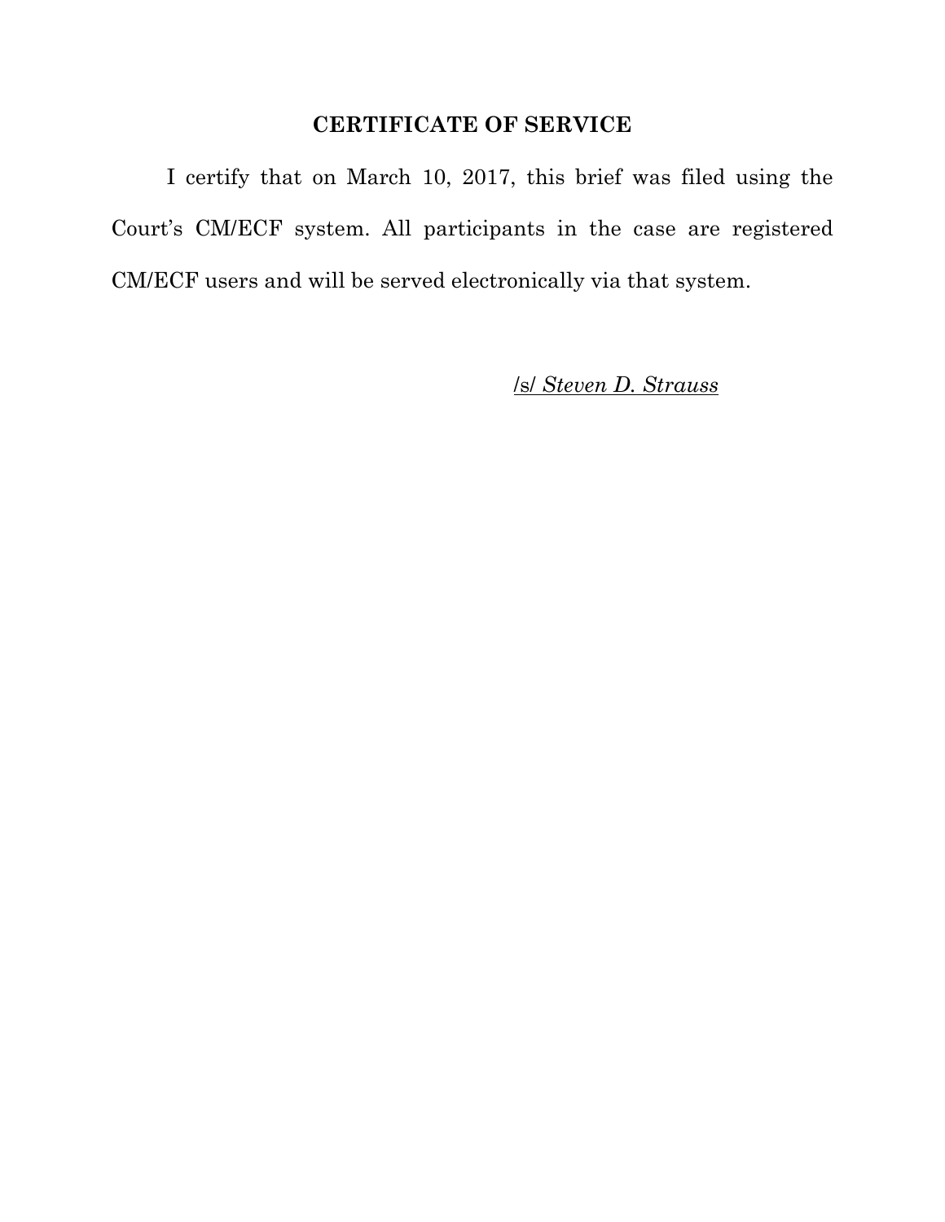## CERTIFICATE OF SERVICE

I certify that on March 10, 2017, this brief was filed using the Court's CM/ECF system. All participants in the case are registered CM/ECF users and will be served electronically via that system.

/s/ *Steven D. Strauss*